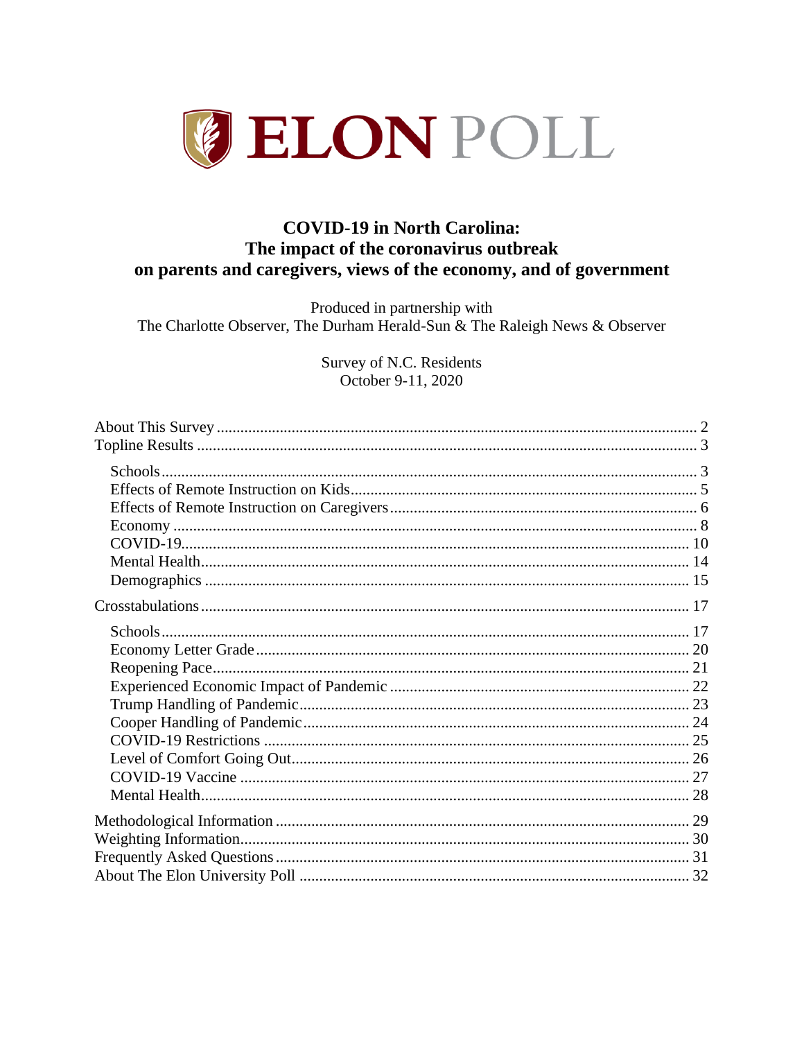# ELON POLL

## COVID-19 in North Carolina: The impact of the coronavirus outbreak on parents and caregivers, views of the economy, and of government

Produced in partnership with
The Charlotte Observer, The Durham Herald-Sun & The Raleigh News & Observer

Survey of N.C. Residents
October 9-11, 2020

- About This Survey ... 2
- Topline Results ... 3
  - Schools ... 3
  - Effects of Remote Instruction on Kids ... 5
  - Effects of Remote Instruction on Caregivers ... 6
  - Economy ... 8
  - COVID-19 ... 10
  - Mental Health ... 14
  - Demographics ... 15
- Crosstabulations ... 17
  - Schools ... 17
  - Economy Letter Grade ... 20
  - Reopening Pace ... 21
  - Experienced Economic Impact of Pandemic ... 22
  - Trump Handling of Pandemic ... 23
  - Cooper Handling of Pandemic ... 24
  - COVID-19 Restrictions ... 25
  - Level of Comfort Going Out ... 26
  - COVID-19 Vaccine ... 27
  - Mental Health ... 28
- Methodological Information ... 29
- Weighting Information ... 30
- Frequently Asked Questions ... 31
- About The Elon University Poll ... 32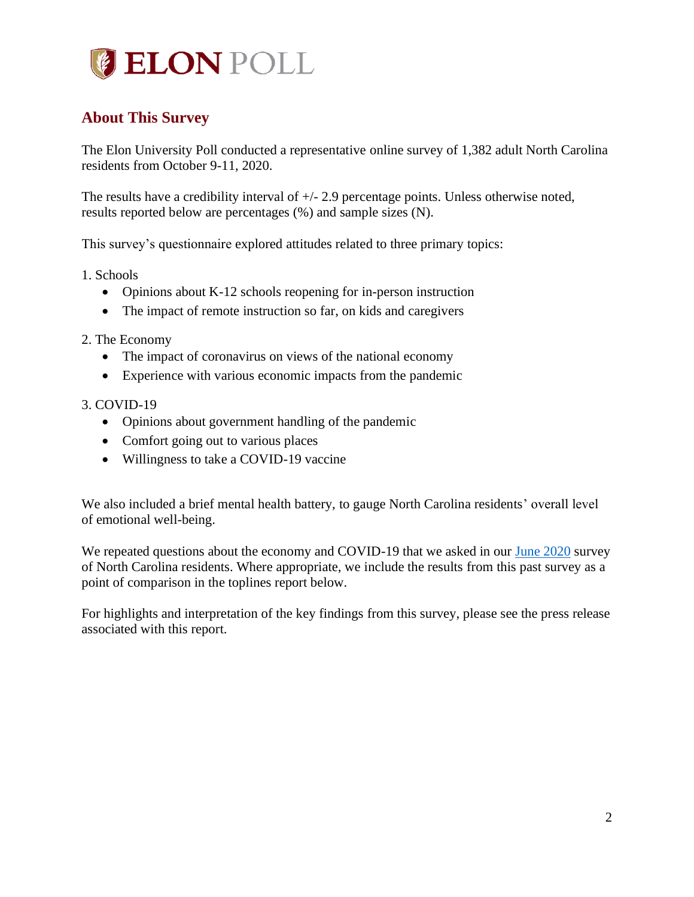## About This Survey

The Elon University Poll conducted a representative online survey of 1,382 adult North Carolina residents from October 9-11, 2020.

The results have a credibility interval of +/- 2.9 percentage points. Unless otherwise noted, results reported below are percentages (%) and sample sizes (N).

This survey's questionnaire explored attitudes related to three primary topics:

1. Schools
   - Opinions about K-12 schools reopening for in-person instruction
   - The impact of remote instruction so far, on kids and caregivers
2. The Economy
   - The impact of coronavirus on views of the national economy
   - Experience with various economic impacts from the pandemic
3. COVID-19
   - Opinions about government handling of the pandemic
   - Comfort going out to various places
   - Willingness to take a COVID-19 vaccine

We also included a brief mental health battery, to gauge North Carolina residents' overall level of emotional well-being.

We repeated questions about the economy and COVID-19 that we asked in our June 2020 survey of North Carolina residents. Where appropriate, we include the results from this past survey as a point of comparison in the toplines report below.

For highlights and interpretation of the key findings from this survey, please see the press release associated with this report.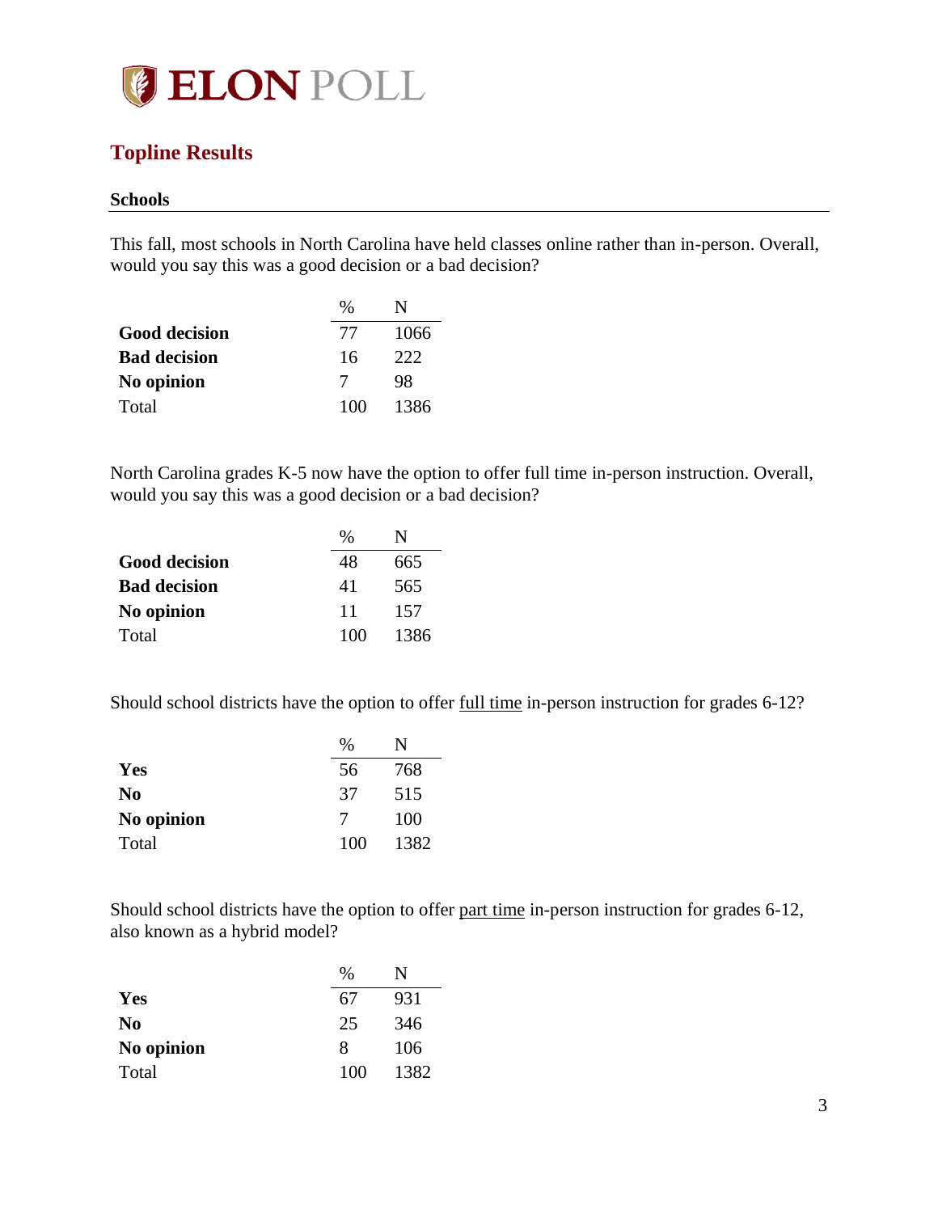## Topline Results

### Schools

This fall, most schools in North Carolina have held classes online rather than in-person. Overall, would you say this was a good decision or a bad decision?

| | % | N |
|---|---|---|
| **Good decision** | 77 | 1066 |
| **Bad decision** | 16 | 222 |
| **No opinion** | 7 | 98 |
| Total | 100 | 1386 |

North Carolina grades K-5 now have the option to offer full time in-person instruction. Overall, would you say this was a good decision or a bad decision?

| | % | N |
|---|---|---|
| **Good decision** | 48 | 665 |
| **Bad decision** | 41 | 565 |
| **No opinion** | 11 | 157 |
| Total | 100 | 1386 |

Should school districts have the option to offer full time in-person instruction for grades 6-12?

| | % | N |
|---|---|---|
| **Yes** | 56 | 768 |
| **No** | 37 | 515 |
| **No opinion** | 7 | 100 |
| Total | 100 | 1382 |

Should school districts have the option to offer part time in-person instruction for grades 6-12, also known as a hybrid model?

| | % | N |
|---|---|---|
| **Yes** | 67 | 931 |
| **No** | 25 | 346 |
| **No opinion** | 8 | 106 |
| Total | 100 | 1382 |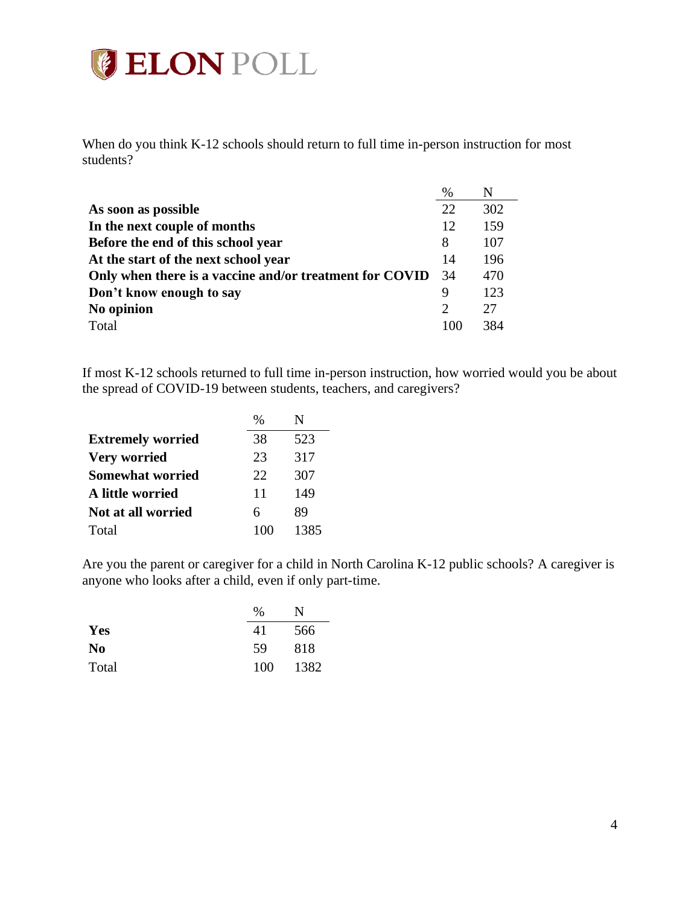When do you think K-12 schools should return to full time in-person instruction for most students?

| | % | N |
|---|---|---|
| **As soon as possible** | 22 | 302 |
| **In the next couple of months** | 12 | 159 |
| **Before the end of this school year** | 8 | 107 |
| **At the start of the next school year** | 14 | 196 |
| **Only when there is a vaccine and/or treatment for COVID** | 34 | 470 |
| **Don't know enough to say** | 9 | 123 |
| **No opinion** | 2 | 27 |
| Total | 100 | 384 |

If most K-12 schools returned to full time in-person instruction, how worried would you be about the spread of COVID-19 between students, teachers, and caregivers?

| | % | N |
|---|---|---|
| **Extremely worried** | 38 | 523 |
| **Very worried** | 23 | 317 |
| **Somewhat worried** | 22 | 307 |
| **A little worried** | 11 | 149 |
| **Not at all worried** | 6 | 89 |
| Total | 100 | 1385 |

Are you the parent or caregiver for a child in North Carolina K-12 public schools? A caregiver is anyone who looks after a child, even if only part-time.

| | % | N |
|---|---|---|
| **Yes** | 41 | 566 |
| **No** | 59 | 818 |
| Total | 100 | 1382 |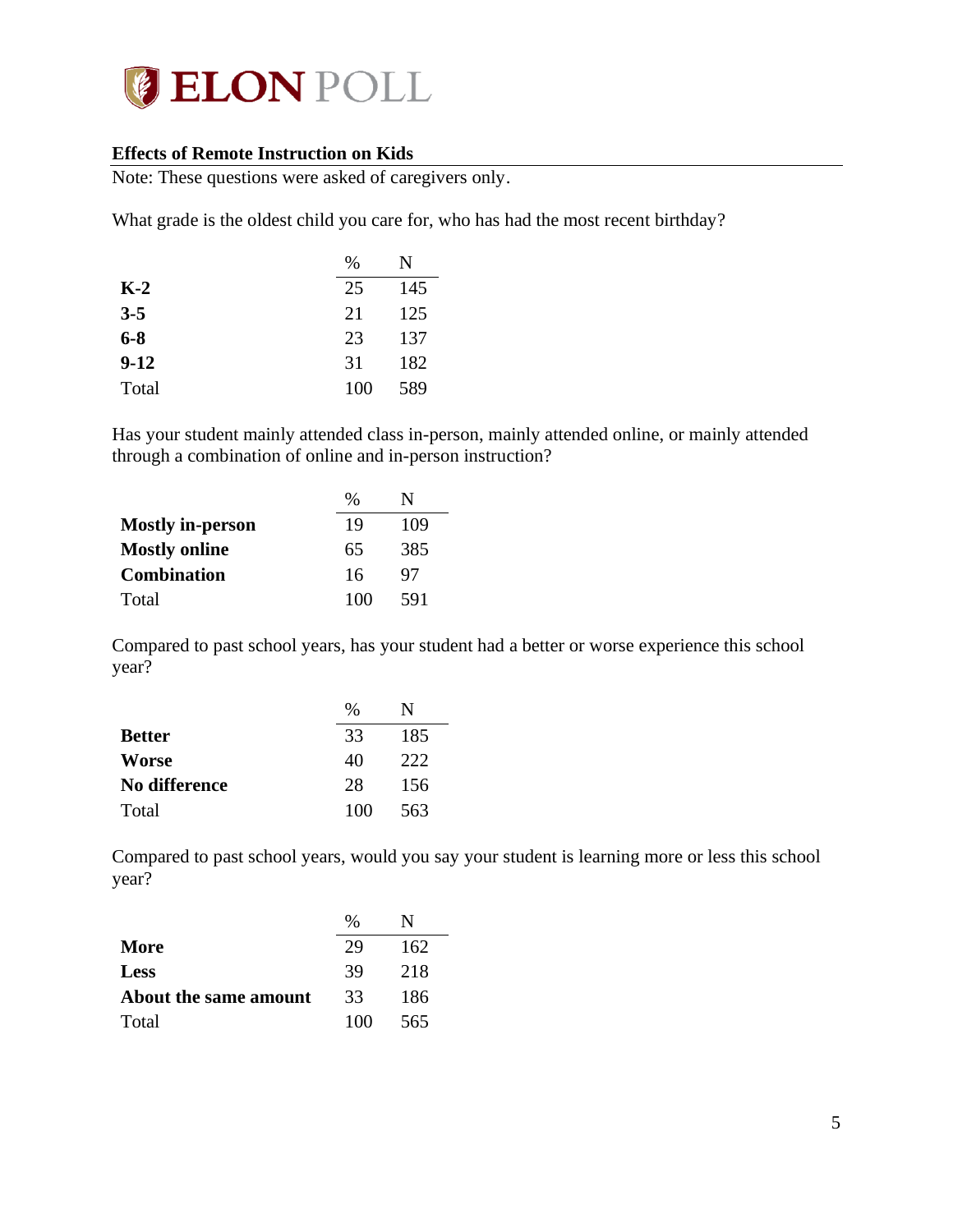## Effects of Remote Instruction on Kids

Note: These questions were asked of caregivers only.

What grade is the oldest child you care for, who has had the most recent birthday?

| | % | N |
|---|---|---|
| **K-2** | 25 | 145 |
| **3-5** | 21 | 125 |
| **6-8** | 23 | 137 |
| **9-12** | 31 | 182 |
| Total | 100 | 589 |

Has your student mainly attended class in-person, mainly attended online, or mainly attended through a combination of online and in-person instruction?

| | % | N |
|---|---|---|
| **Mostly in-person** | 19 | 109 |
| **Mostly online** | 65 | 385 |
| **Combination** | 16 | 97 |
| Total | 100 | 591 |

Compared to past school years, has your student had a better or worse experience this school year?

| | % | N |
|---|---|---|
| **Better** | 33 | 185 |
| **Worse** | 40 | 222 |
| **No difference** | 28 | 156 |
| Total | 100 | 563 |

Compared to past school years, would you say your student is learning more or less this school year?

| | % | N |
|---|---|---|
| **More** | 29 | 162 |
| **Less** | 39 | 218 |
| **About the same amount** | 33 | 186 |
| Total | 100 | 565 |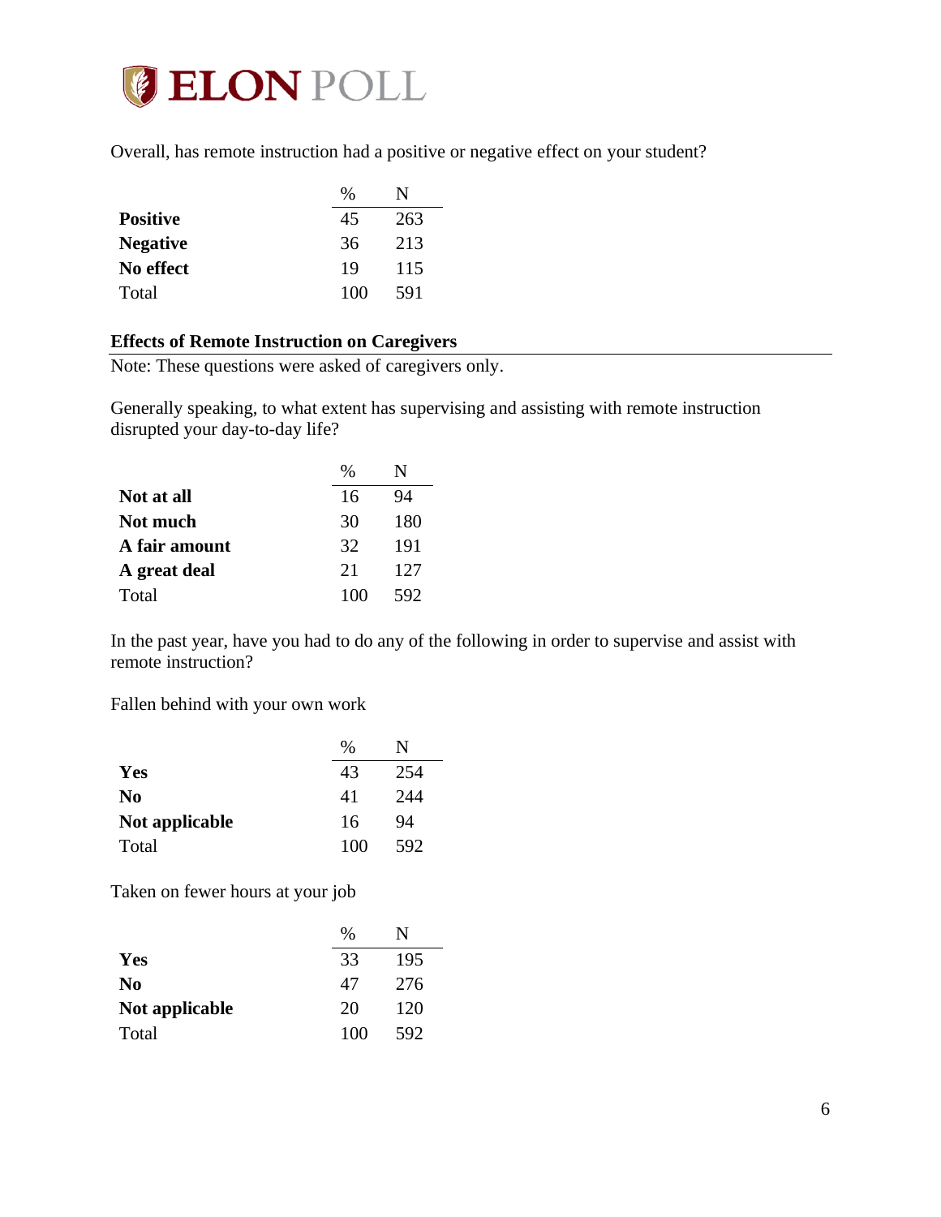Overall, has remote instruction had a positive or negative effect on your student?

| | % | N |
|---|---|---|
| **Positive** | 45 | 263 |
| **Negative** | 36 | 213 |
| **No effect** | 19 | 115 |
| Total | 100 | 591 |

### Effects of Remote Instruction on Caregivers

Note: These questions were asked of caregivers only.

Generally speaking, to what extent has supervising and assisting with remote instruction disrupted your day-to-day life?

| | % | N |
|---|---|---|
| **Not at all** | 16 | 94 |
| **Not much** | 30 | 180 |
| **A fair amount** | 32 | 191 |
| **A great deal** | 21 | 127 |
| Total | 100 | 592 |

In the past year, have you had to do any of the following in order to supervise and assist with remote instruction?

Fallen behind with your own work

| | % | N |
|---|---|---|
| **Yes** | 43 | 254 |
| **No** | 41 | 244 |
| **Not applicable** | 16 | 94 |
| Total | 100 | 592 |

Taken on fewer hours at your job

| | % | N |
|---|---|---|
| **Yes** | 33 | 195 |
| **No** | 47 | 276 |
| **Not applicable** | 20 | 120 |
| Total | 100 | 592 |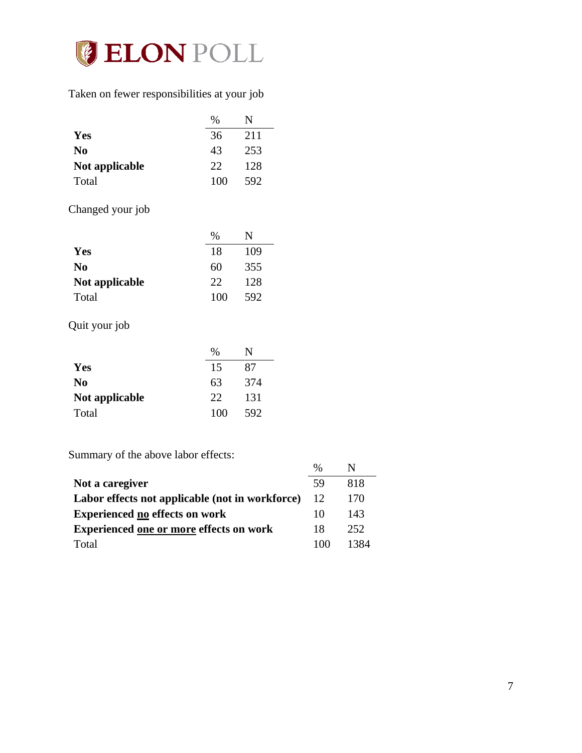Taken on fewer responsibilities at your job

| | % | N |
|---|---|---|
| **Yes** | 36 | 211 |
| **No** | 43 | 253 |
| **Not applicable** | 22 | 128 |
| Total | 100 | 592 |

Changed your job

| | % | N |
|---|---|---|
| **Yes** | 18 | 109 |
| **No** | 60 | 355 |
| **Not applicable** | 22 | 128 |
| Total | 100 | 592 |

Quit your job

| | % | N |
|---|---|---|
| **Yes** | 15 | 87 |
| **No** | 63 | 374 |
| **Not applicable** | 22 | 131 |
| Total | 100 | 592 |

Summary of the above labor effects:

| | % | N |
|---|---|---|
| **Not a caregiver** | 59 | 818 |
| **Labor effects not applicable (not in workforce)** | 12 | 170 |
| **Experienced no effects on work** | 10 | 143 |
| **Experienced one or more effects on work** | 18 | 252 |
| Total | 100 | 1384 |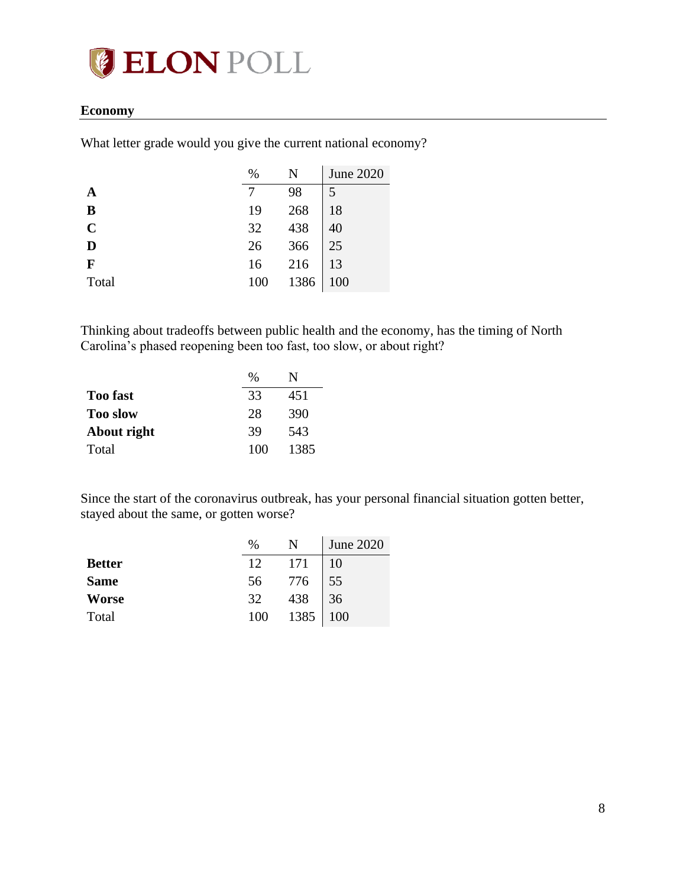## Economy

What letter grade would you give the current national economy?

| | % | N | June 2020 |
|---|---|---|---|
| **A** | 7 | 98 | 5 |
| **B** | 19 | 268 | 18 |
| **C** | 32 | 438 | 40 |
| **D** | 26 | 366 | 25 |
| **F** | 16 | 216 | 13 |
| Total | 100 | 1386 | 100 |

Thinking about tradeoffs between public health and the economy, has the timing of North Carolina's phased reopening been too fast, too slow, or about right?

| | % | N |
|---|---|---|
| **Too fast** | 33 | 451 |
| **Too slow** | 28 | 390 |
| **About right** | 39 | 543 |
| Total | 100 | 1385 |

Since the start of the coronavirus outbreak, has your personal financial situation gotten better, stayed about the same, or gotten worse?

| | % | N | June 2020 |
|---|---|---|---|
| **Better** | 12 | 171 | 10 |
| **Same** | 56 | 776 | 55 |
| **Worse** | 32 | 438 | 36 |
| Total | 100 | 1385 | 100 |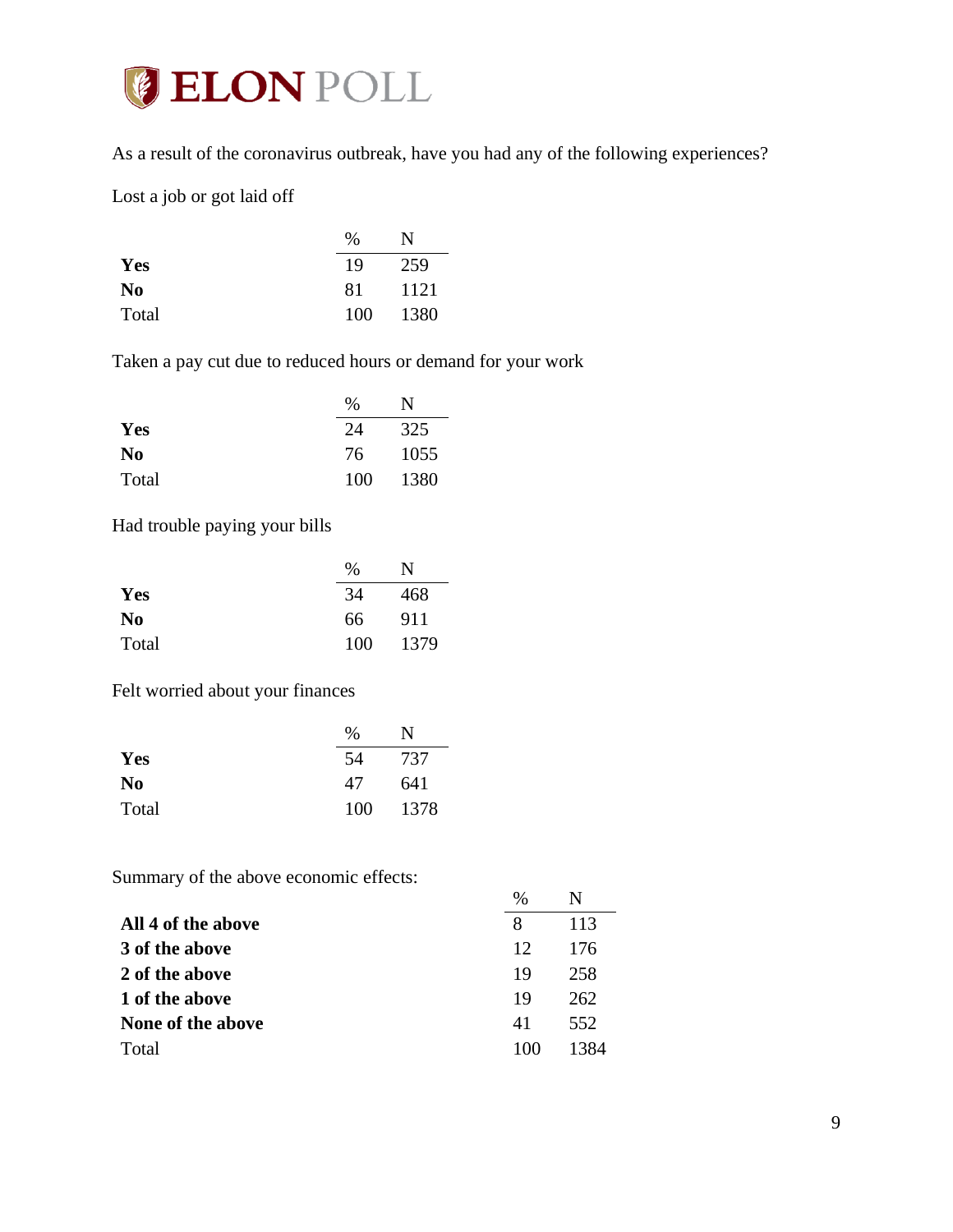As a result of the coronavirus outbreak, have you had any of the following experiences?

Lost a job or got laid off

| | % | N |
|---|---|---|
| **Yes** | 19 | 259 |
| **No** | 81 | 1121 |
| Total | 100 | 1380 |

Taken a pay cut due to reduced hours or demand for your work

| | % | N |
|---|---|---|
| **Yes** | 24 | 325 |
| **No** | 76 | 1055 |
| Total | 100 | 1380 |

Had trouble paying your bills

| | % | N |
|---|---|---|
| **Yes** | 34 | 468 |
| **No** | 66 | 911 |
| Total | 100 | 1379 |

Felt worried about your finances

| | % | N |
|---|---|---|
| **Yes** | 54 | 737 |
| **No** | 47 | 641 |
| Total | 100 | 1378 |

Summary of the above economic effects:

| | % | N |
|---|---|---|
| **All 4 of the above** | 8 | 113 |
| **3 of the above** | 12 | 176 |
| **2 of the above** | 19 | 258 |
| **1 of the above** | 19 | 262 |
| **None of the above** | 41 | 552 |
| Total | 100 | 1384 |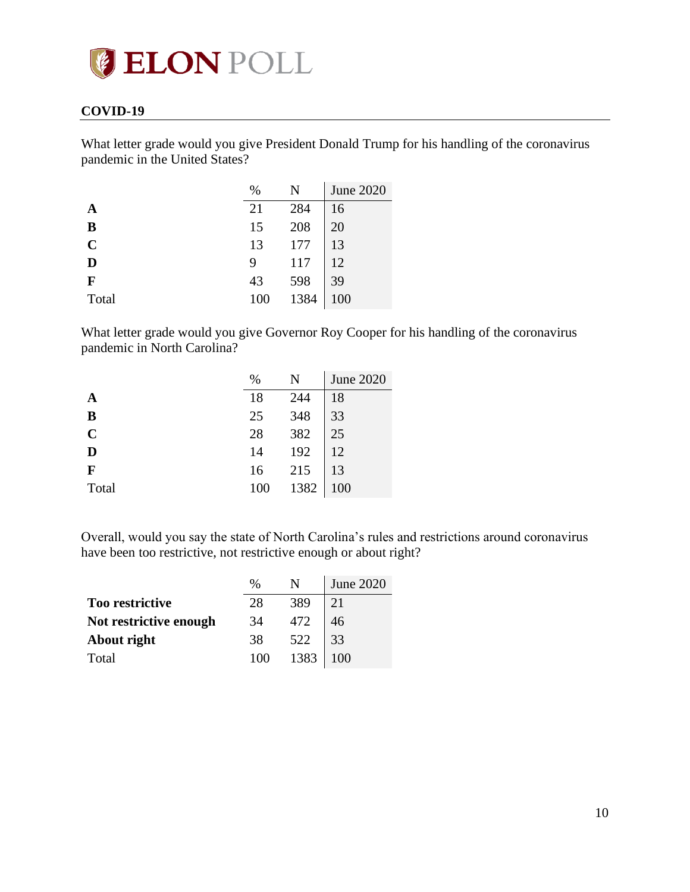## COVID-19

What letter grade would you give President Donald Trump for his handling of the coronavirus pandemic in the United States?

| | % | N | June 2020 |
|---|---|---|---|
| **A** | 21 | 284 | 16 |
| **B** | 15 | 208 | 20 |
| **C** | 13 | 177 | 13 |
| **D** | 9 | 117 | 12 |
| **F** | 43 | 598 | 39 |
| Total | 100 | 1384 | 100 |

What letter grade would you give Governor Roy Cooper for his handling of the coronavirus pandemic in North Carolina?

| | % | N | June 2020 |
|---|---|---|---|
| **A** | 18 | 244 | 18 |
| **B** | 25 | 348 | 33 |
| **C** | 28 | 382 | 25 |
| **D** | 14 | 192 | 12 |
| **F** | 16 | 215 | 13 |
| Total | 100 | 1382 | 100 |

Overall, would you say the state of North Carolina's rules and restrictions around coronavirus have been too restrictive, not restrictive enough or about right?

| | % | N | June 2020 |
|---|---|---|---|
| **Too restrictive** | 28 | 389 | 21 |
| **Not restrictive enough** | 34 | 472 | 46 |
| **About right** | 38 | 522 | 33 |
| Total | 100 | 1383 | 100 |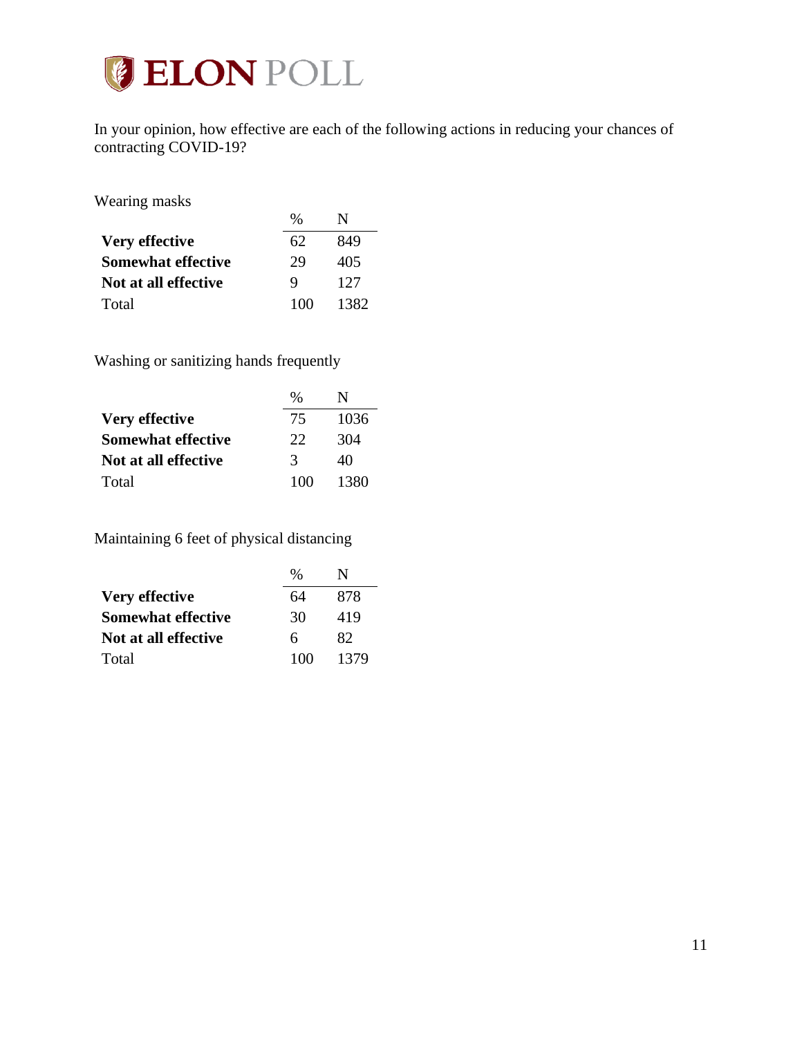In your opinion, how effective are each of the following actions in reducing your chances of contracting COVID-19?

Wearing masks

| | % | N |
|---|---|---|
| **Very effective** | 62 | 849 |
| **Somewhat effective** | 29 | 405 |
| **Not at all effective** | 9 | 127 |
| Total | 100 | 1382 |

Washing or sanitizing hands frequently

| | % | N |
|---|---|---|
| **Very effective** | 75 | 1036 |
| **Somewhat effective** | 22 | 304 |
| **Not at all effective** | 3 | 40 |
| Total | 100 | 1380 |

Maintaining 6 feet of physical distancing

| | % | N |
|---|---|---|
| **Very effective** | 64 | 878 |
| **Somewhat effective** | 30 | 419 |
| **Not at all effective** | 6 | 82 |
| Total | 100 | 1379 |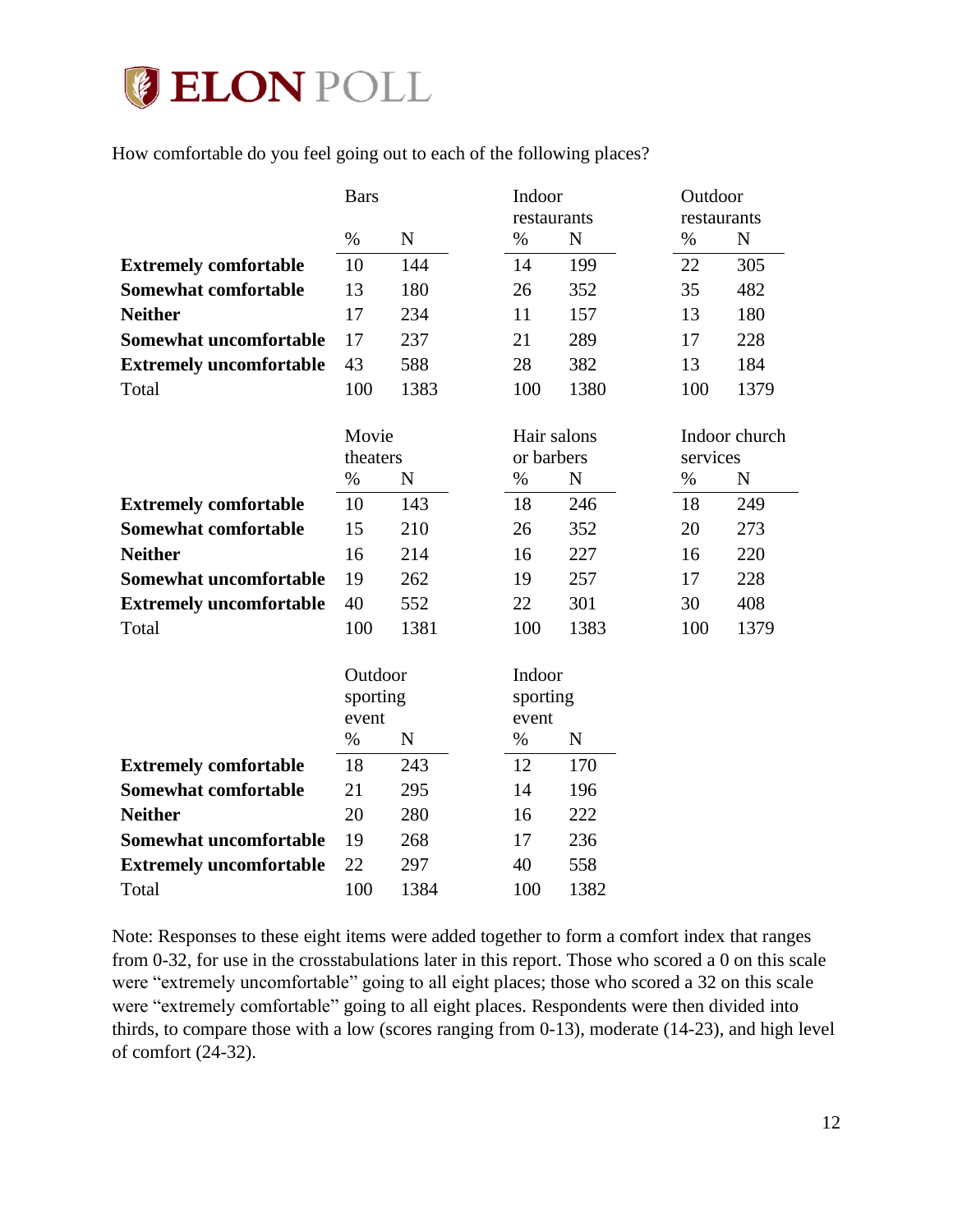How comfortable do you feel going out to each of the following places?

| | Bars | | Indoor restaurants | | Outdoor restaurants | |
|---|---|---|---|---|---|---|
| | % | N | % | N | % | N |
| **Extremely comfortable** | 10 | 144 | 14 | 199 | 22 | 305 |
| **Somewhat comfortable** | 13 | 180 | 26 | 352 | 35 | 482 |
| **Neither** | 17 | 234 | 11 | 157 | 13 | 180 |
| **Somewhat uncomfortable** | 17 | 237 | 21 | 289 | 17 | 228 |
| **Extremely uncomfortable** | 43 | 588 | 28 | 382 | 13 | 184 |
| Total | 100 | 1383 | 100 | 1380 | 100 | 1379 |

| | Movie theaters | | Hair salons or barbers | | Indoor church services | |
|---|---|---|---|---|---|---|
| | % | N | % | N | % | N |
| **Extremely comfortable** | 10 | 143 | 18 | 246 | 18 | 249 |
| **Somewhat comfortable** | 15 | 210 | 26 | 352 | 20 | 273 |
| **Neither** | 16 | 214 | 16 | 227 | 16 | 220 |
| **Somewhat uncomfortable** | 19 | 262 | 19 | 257 | 17 | 228 |
| **Extremely uncomfortable** | 40 | 552 | 22 | 301 | 30 | 408 |
| Total | 100 | 1381 | 100 | 1383 | 100 | 1379 |

| | Outdoor sporting event | | Indoor sporting event | |
|---|---|---|---|---|
| | % | N | % | N |
| **Extremely comfortable** | 18 | 243 | 12 | 170 |
| **Somewhat comfortable** | 21 | 295 | 14 | 196 |
| **Neither** | 20 | 280 | 16 | 222 |
| **Somewhat uncomfortable** | 19 | 268 | 17 | 236 |
| **Extremely uncomfortable** | 22 | 297 | 40 | 558 |
| Total | 100 | 1384 | 100 | 1382 |

Note: Responses to these eight items were added together to form a comfort index that ranges from 0-32, for use in the crosstabulations later in this report. Those who scored a 0 on this scale were "extremely uncomfortable" going to all eight places; those who scored a 32 on this scale were "extremely comfortable" going to all eight places. Respondents were then divided into thirds, to compare those with a low (scores ranging from 0-13), moderate (14-23), and high level of comfort (24-32).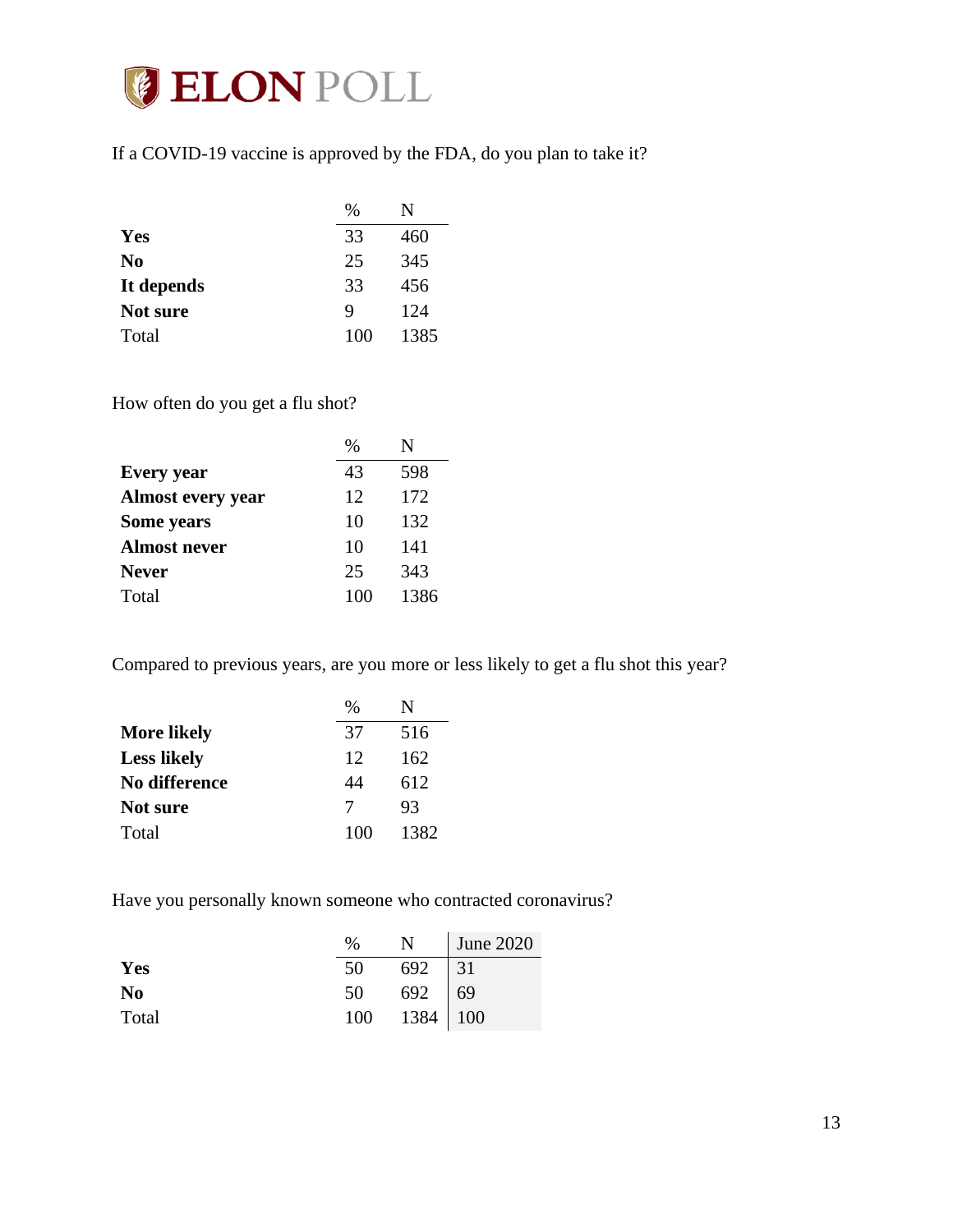If a COVID-19 vaccine is approved by the FDA, do you plan to take it?

| | % | N |
|---|---|---|
| **Yes** | 33 | 460 |
| **No** | 25 | 345 |
| **It depends** | 33 | 456 |
| **Not sure** | 9 | 124 |
| Total | 100 | 1385 |

How often do you get a flu shot?

| | % | N |
|---|---|---|
| **Every year** | 43 | 598 |
| **Almost every year** | 12 | 172 |
| **Some years** | 10 | 132 |
| **Almost never** | 10 | 141 |
| **Never** | 25 | 343 |
| Total | 100 | 1386 |

Compared to previous years, are you more or less likely to get a flu shot this year?

| | % | N |
|---|---|---|
| **More likely** | 37 | 516 |
| **Less likely** | 12 | 162 |
| **No difference** | 44 | 612 |
| **Not sure** | 7 | 93 |
| Total | 100 | 1382 |

Have you personally known someone who contracted coronavirus?

| | % | N | June 2020 |
|---|---|---|---|
| **Yes** | 50 | 692 | 31 |
| **No** | 50 | 692 | 69 |
| Total | 100 | 1384 | 100 |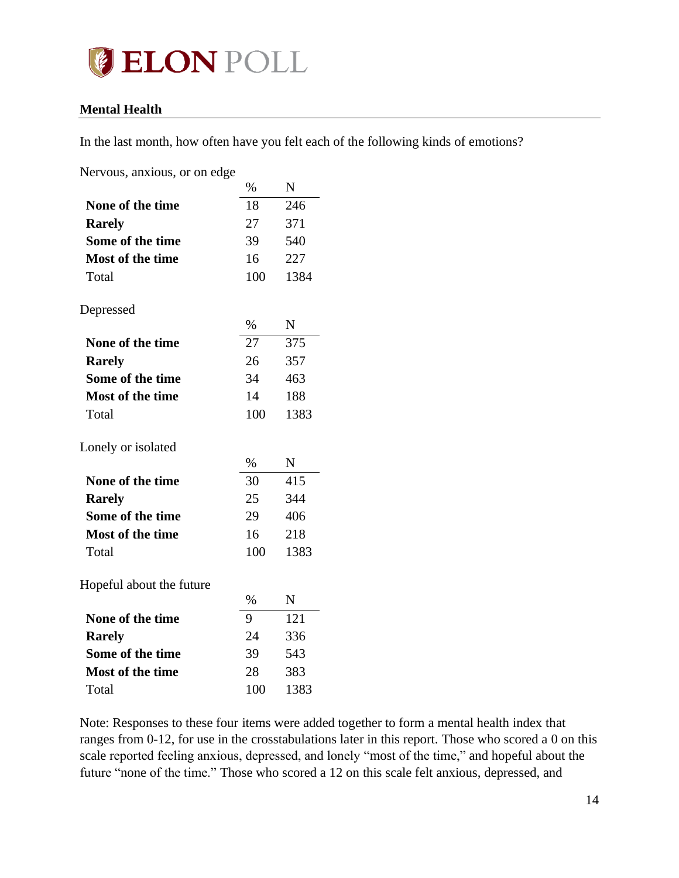## Mental Health

In the last month, how often have you felt each of the following kinds of emotions?

Nervous, anxious, or on edge

| | % | N |
|---|---|---|
| **None of the time** | 18 | 246 |
| **Rarely** | 27 | 371 |
| **Some of the time** | 39 | 540 |
| **Most of the time** | 16 | 227 |
| Total | 100 | 1384 |

Depressed

| | % | N |
|---|---|---|
| **None of the time** | 27 | 375 |
| **Rarely** | 26 | 357 |
| **Some of the time** | 34 | 463 |
| **Most of the time** | 14 | 188 |
| Total | 100 | 1383 |

Lonely or isolated

| | % | N |
|---|---|---|
| **None of the time** | 30 | 415 |
| **Rarely** | 25 | 344 |
| **Some of the time** | 29 | 406 |
| **Most of the time** | 16 | 218 |
| Total | 100 | 1383 |

Hopeful about the future

| | % | N |
|---|---|---|
| **None of the time** | 9 | 121 |
| **Rarely** | 24 | 336 |
| **Some of the time** | 39 | 543 |
| **Most of the time** | 28 | 383 |
| Total | 100 | 1383 |

Note: Responses to these four items were added together to form a mental health index that ranges from 0-12, for use in the crosstabulations later in this report. Those who scored a 0 on this scale reported feeling anxious, depressed, and lonely "most of the time," and hopeful about the future "none of the time." Those who scored a 12 on this scale felt anxious, depressed, and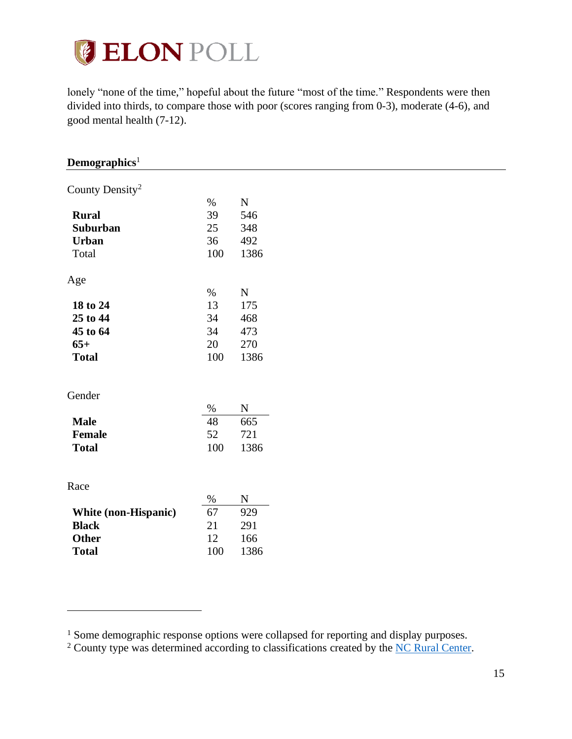lonely "none of the time," hopeful about the future "most of the time." Respondents were then divided into thirds, to compare those with poor (scores ranging from 0-3), moderate (4-6), and good mental health (7-12).

## Demographics[1]

County Density[2]

| | % | N |
|---|---|---|
| **Rural** | 39 | 546 |
| **Suburban** | 25 | 348 |
| **Urban** | 36 | 492 |
| Total | 100 | 1386 |

Age

| | % | N |
|---|---|---|
| **18 to 24** | 13 | 175 |
| **25 to 44** | 34 | 468 |
| **45 to 64** | 34 | 473 |
| **65+** | 20 | 270 |
| **Total** | 100 | 1386 |

Gender

| | % | N |
|---|---|---|
| **Male** | 48 | 665 |
| **Female** | 52 | 721 |
| **Total** | 100 | 1386 |

Race

| | % | N |
|---|---|---|
| **White (non-Hispanic)** | 67 | 929 |
| **Black** | 21 | 291 |
| **Other** | 12 | 166 |
| **Total** | 100 | 1386 |

[1] Some demographic response options were collapsed for reporting and display purposes.

[2] County type was determined according to classifications created by the NC Rural Center.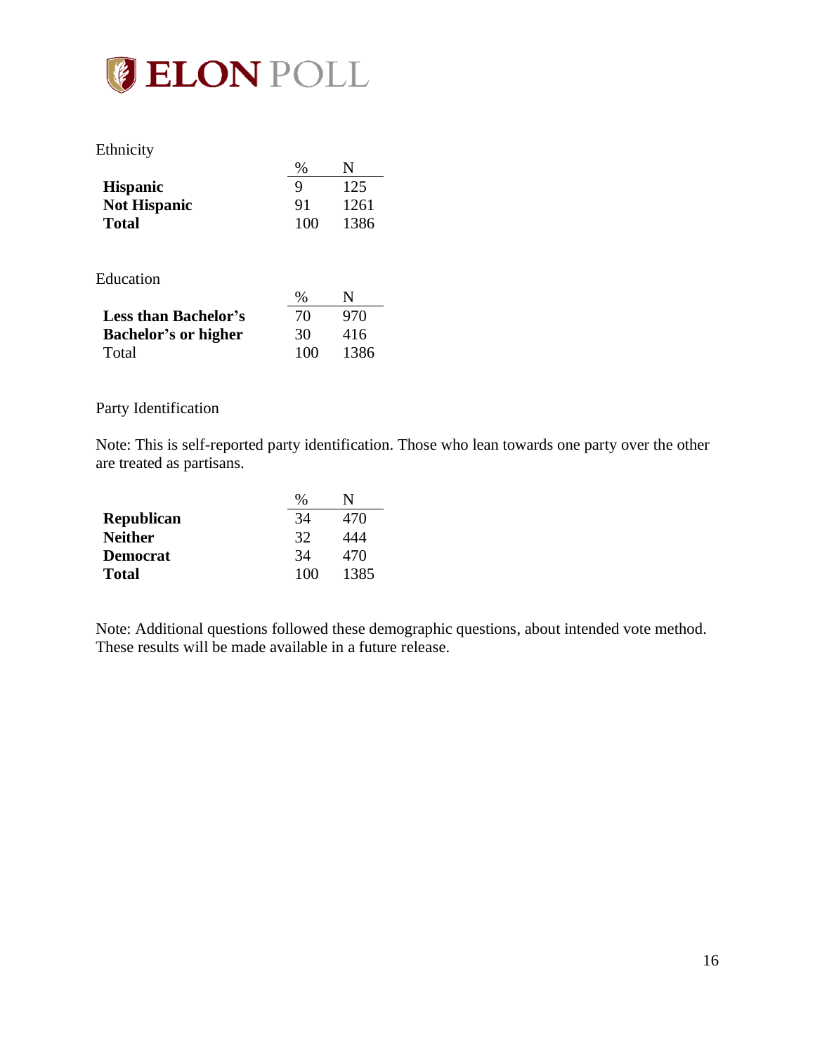Ethnicity

| | % | N |
|---|---|---|
| **Hispanic** | 9 | 125 |
| **Not Hispanic** | 91 | 1261 |
| **Total** | 100 | 1386 |

Education

| | % | N |
|---|---|---|
| **Less than Bachelor's** | 70 | 970 |
| **Bachelor's or higher** | 30 | 416 |
| Total | 100 | 1386 |

Party Identification

Note: This is self-reported party identification. Those who lean towards one party over the other are treated as partisans.

| | % | N |
|---|---|---|
| **Republican** | 34 | 470 |
| **Neither** | 32 | 444 |
| **Democrat** | 34 | 470 |
| **Total** | 100 | 1385 |

Note: Additional questions followed these demographic questions, about intended vote method. These results will be made available in a future release.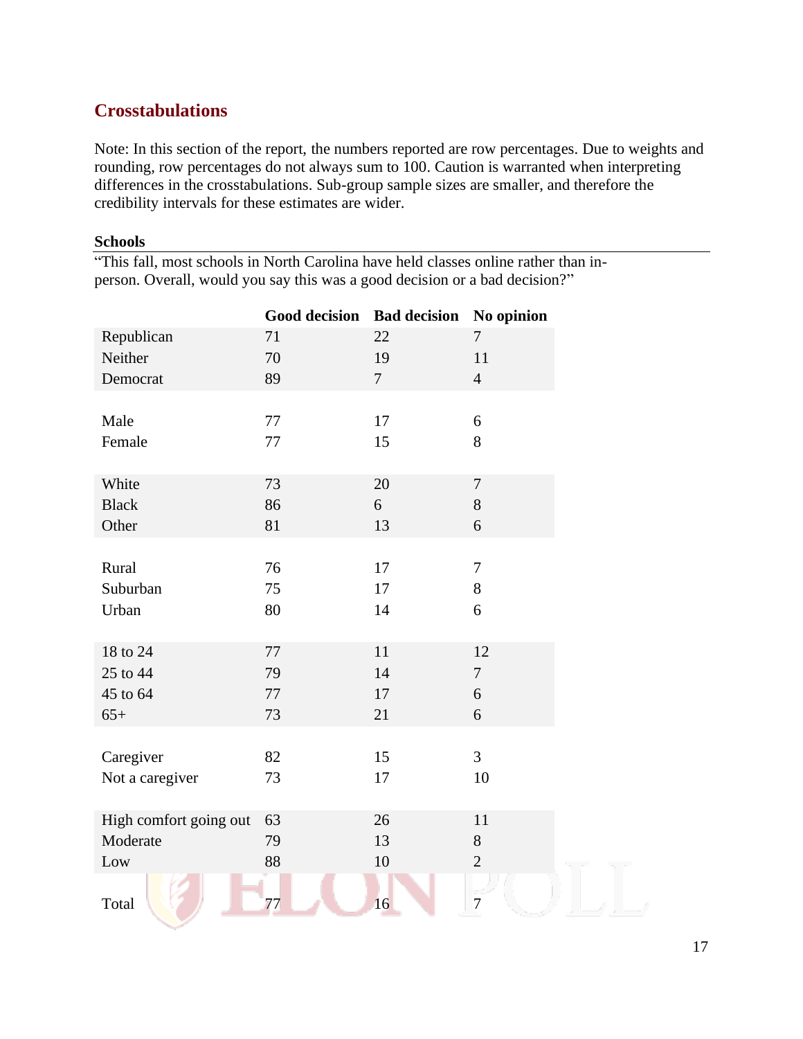## Crosstabulations

Note: In this section of the report, the numbers reported are row percentages. Due to weights and rounding, row percentages do not always sum to 100. Caution is warranted when interpreting differences in the crosstabulations. Sub-group sample sizes are smaller, and therefore the credibility intervals for these estimates are wider.

### Schools

"This fall, most schools in North Carolina have held classes online rather than in-person. Overall, would you say this was a good decision or a bad decision?"

| | Good decision | Bad decision | No opinion |
|---|---|---|---|
| Republican | 71 | 22 | 7 |
| Neither | 70 | 19 | 11 |
| Democrat | 89 | 7 | 4 |
| | | | |
| Male | 77 | 17 | 6 |
| Female | 77 | 15 | 8 |
| | | | |
| White | 73 | 20 | 7 |
| Black | 86 | 6 | 8 |
| Other | 81 | 13 | 6 |
| | | | |
| Rural | 76 | 17 | 7 |
| Suburban | 75 | 17 | 8 |
| Urban | 80 | 14 | 6 |
| | | | |
| 18 to 24 | 77 | 11 | 12 |
| 25 to 44 | 79 | 14 | 7 |
| 45 to 64 | 77 | 17 | 6 |
| 65+ | 73 | 21 | 6 |
| | | | |
| Caregiver | 82 | 15 | 3 |
| Not a caregiver | 73 | 17 | 10 |
| | | | |
| High comfort going out | 63 | 26 | 11 |
| Moderate | 79 | 13 | 8 |
| Low | 88 | 10 | 2 |
| | | | |
| Total | 77 | 16 | 7 |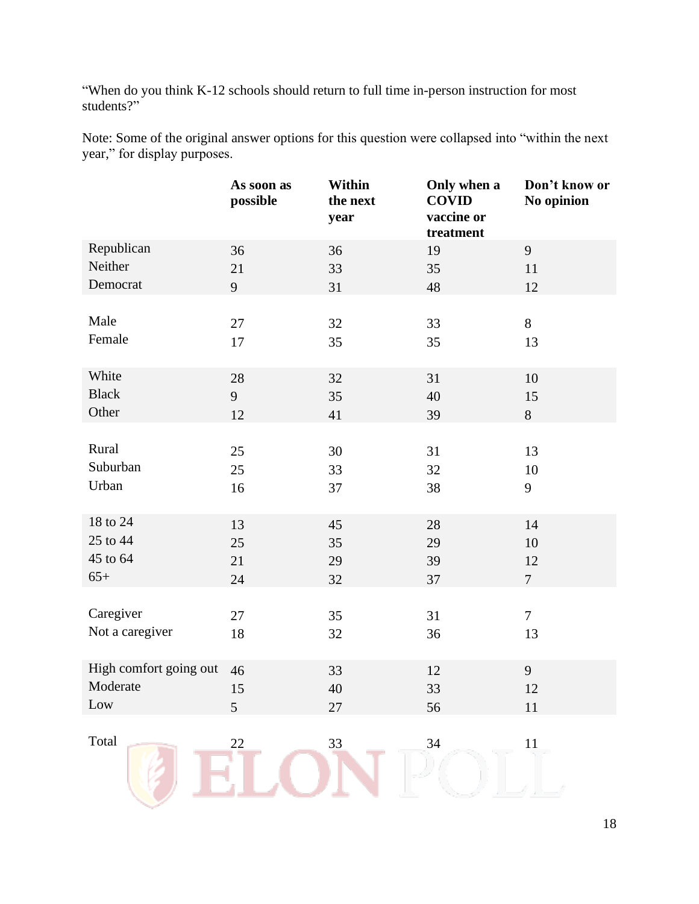"When do you think K-12 schools should return to full time in-person instruction for most students?"

Note: Some of the original answer options for this question were collapsed into "within the next year," for display purposes.

| | As soon as possible | Within the next year | Only when a COVID vaccine or treatment | Don't know or No opinion |
|---|---|---|---|---|
| Republican | 36 | 36 | 19 | 9 |
| Neither | 21 | 33 | 35 | 11 |
| Democrat | 9 | 31 | 48 | 12 |
| | | | | |
| Male | 27 | 32 | 33 | 8 |
| Female | 17 | 35 | 35 | 13 |
| | | | | |
| White | 28 | 32 | 31 | 10 |
| Black | 9 | 35 | 40 | 15 |
| Other | 12 | 41 | 39 | 8 |
| | | | | |
| Rural | 25 | 30 | 31 | 13 |
| Suburban | 25 | 33 | 32 | 10 |
| Urban | 16 | 37 | 38 | 9 |
| | | | | |
| 18 to 24 | 13 | 45 | 28 | 14 |
| 25 to 44 | 25 | 35 | 29 | 10 |
| 45 to 64 | 21 | 29 | 39 | 12 |
| 65+ | 24 | 32 | 37 | 7 |
| | | | | |
| Caregiver | 27 | 35 | 31 | 7 |
| Not a caregiver | 18 | 32 | 36 | 13 |
| | | | | |
| High comfort going out | 46 | 33 | 12 | 9 |
| Moderate | 15 | 40 | 33 | 12 |
| Low | 5 | 27 | 56 | 11 |
| | | | | |
| Total | 22 | 33 | 34 | 11 |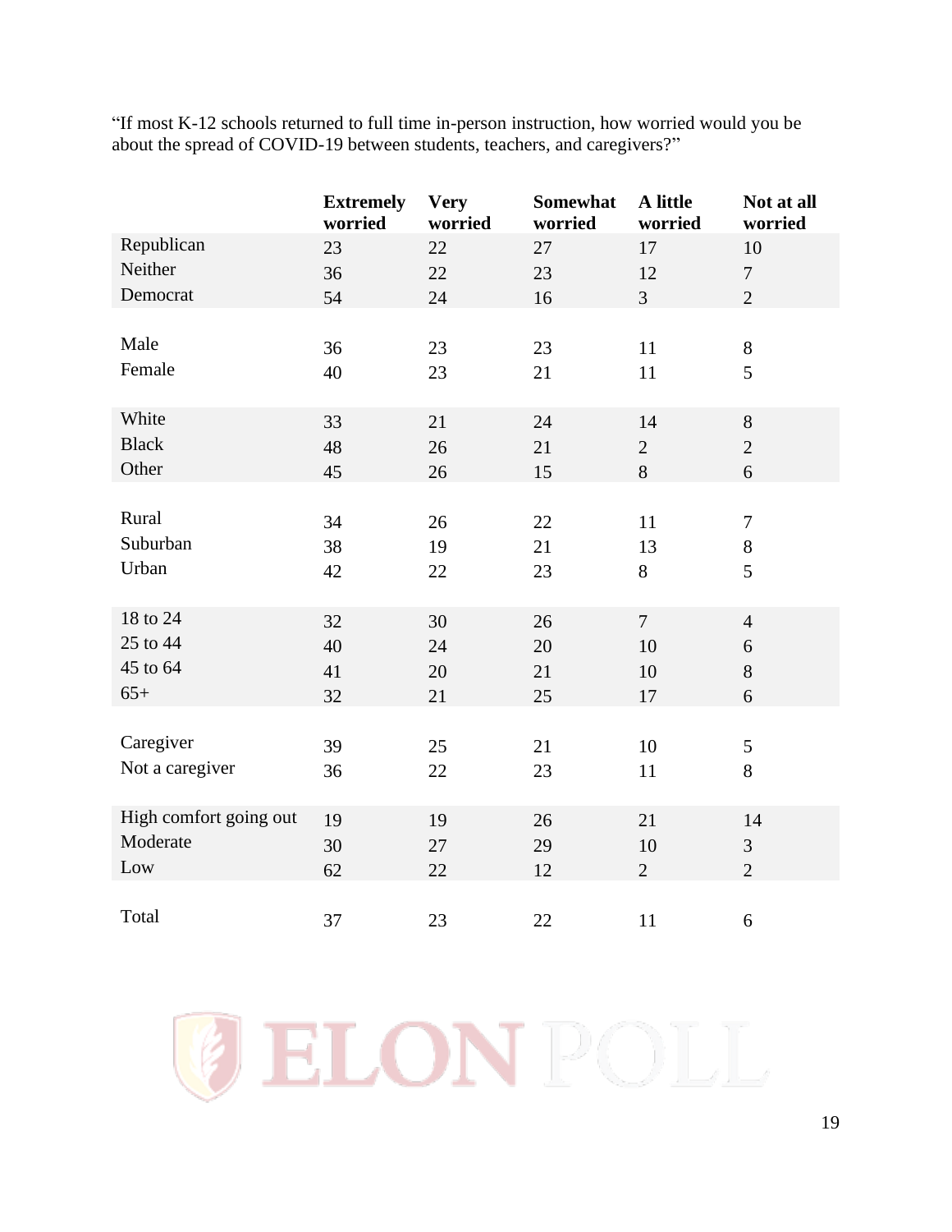"If most K-12 schools returned to full time in-person instruction, how worried would you be about the spread of COVID-19 between students, teachers, and caregivers?"

| | Extremely worried | Very worried | Somewhat worried | A little worried | Not at all worried |
|---|---|---|---|---|---|
| Republican | 23 | 22 | 27 | 17 | 10 |
| Neither | 36 | 22 | 23 | 12 | 7 |
| Democrat | 54 | 24 | 16 | 3 | 2 |
| | | | | | |
| Male | 36 | 23 | 23 | 11 | 8 |
| Female | 40 | 23 | 21 | 11 | 5 |
| | | | | | |
| White | 33 | 21 | 24 | 14 | 8 |
| Black | 48 | 26 | 21 | 2 | 2 |
| Other | 45 | 26 | 15 | 8 | 6 |
| | | | | | |
| Rural | 34 | 26 | 22 | 11 | 7 |
| Suburban | 38 | 19 | 21 | 13 | 8 |
| Urban | 42 | 22 | 23 | 8 | 5 |
| | | | | | |
| 18 to 24 | 32 | 30 | 26 | 7 | 4 |
| 25 to 44 | 40 | 24 | 20 | 10 | 6 |
| 45 to 64 | 41 | 20 | 21 | 10 | 8 |
| 65+ | 32 | 21 | 25 | 17 | 6 |
| | | | | | |
| Caregiver | 39 | 25 | 21 | 10 | 5 |
| Not a caregiver | 36 | 22 | 23 | 11 | 8 |
| | | | | | |
| High comfort going out | 19 | 19 | 26 | 21 | 14 |
| Moderate | 30 | 27 | 29 | 10 | 3 |
| Low | 62 | 22 | 12 | 2 | 2 |
| | | | | | |
| Total | 37 | 23 | 22 | 11 | 6 |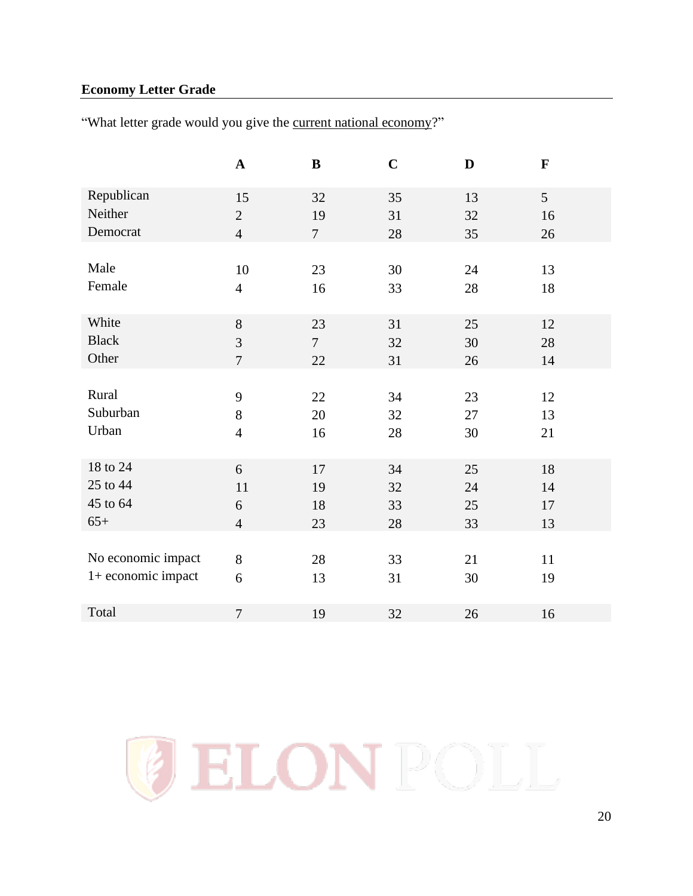## Economy Letter Grade

"What letter grade would you give the current national economy?"

| | A | B | C | D | F |
|---|---|---|---|---|---|
| Republican | 15 | 32 | 35 | 13 | 5 |
| Neither | 2 | 19 | 31 | 32 | 16 |
| Democrat | 4 | 7 | 28 | 35 | 26 |
| | | | | | |
| Male | 10 | 23 | 30 | 24 | 13 |
| Female | 4 | 16 | 33 | 28 | 18 |
| | | | | | |
| White | 8 | 23 | 31 | 25 | 12 |
| Black | 3 | 7 | 32 | 30 | 28 |
| Other | 7 | 22 | 31 | 26 | 14 |
| | | | | | |
| Rural | 9 | 22 | 34 | 23 | 12 |
| Suburban | 8 | 20 | 32 | 27 | 13 |
| Urban | 4 | 16 | 28 | 30 | 21 |
| | | | | | |
| 18 to 24 | 6 | 17 | 34 | 25 | 18 |
| 25 to 44 | 11 | 19 | 32 | 24 | 14 |
| 45 to 64 | 6 | 18 | 33 | 25 | 17 |
| 65+ | 4 | 23 | 28 | 33 | 13 |
| | | | | | |
| No economic impact | 8 | 28 | 33 | 21 | 11 |
| 1+ economic impact | 6 | 13 | 31 | 30 | 19 |
| | | | | | |
| Total | 7 | 19 | 32 | 26 | 16 |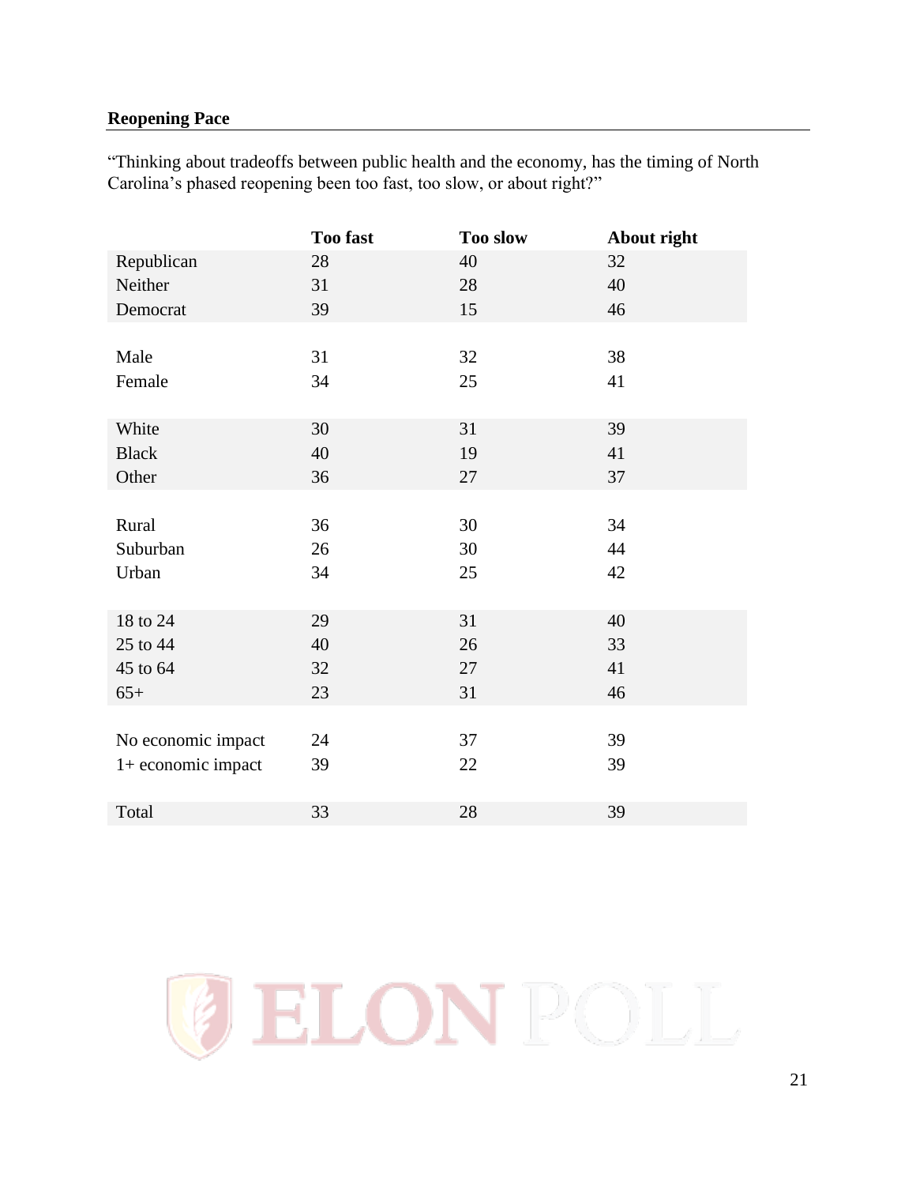## Reopening Pace

"Thinking about tradeoffs between public health and the economy, has the timing of North Carolina's phased reopening been too fast, too slow, or about right?"

| | Too fast | Too slow | About right |
|---|---|---|---|
| Republican | 28 | 40 | 32 |
| Neither | 31 | 28 | 40 |
| Democrat | 39 | 15 | 46 |
| | | | |
| Male | 31 | 32 | 38 |
| Female | 34 | 25 | 41 |
| | | | |
| White | 30 | 31 | 39 |
| Black | 40 | 19 | 41 |
| Other | 36 | 27 | 37 |
| | | | |
| Rural | 36 | 30 | 34 |
| Suburban | 26 | 30 | 44 |
| Urban | 34 | 25 | 42 |
| | | | |
| 18 to 24 | 29 | 31 | 40 |
| 25 to 44 | 40 | 26 | 33 |
| 45 to 64 | 32 | 27 | 41 |
| 65+ | 23 | 31 | 46 |
| | | | |
| No economic impact | 24 | 37 | 39 |
| 1+ economic impact | 39 | 22 | 39 |
| | | | |
| Total | 33 | 28 | 39 |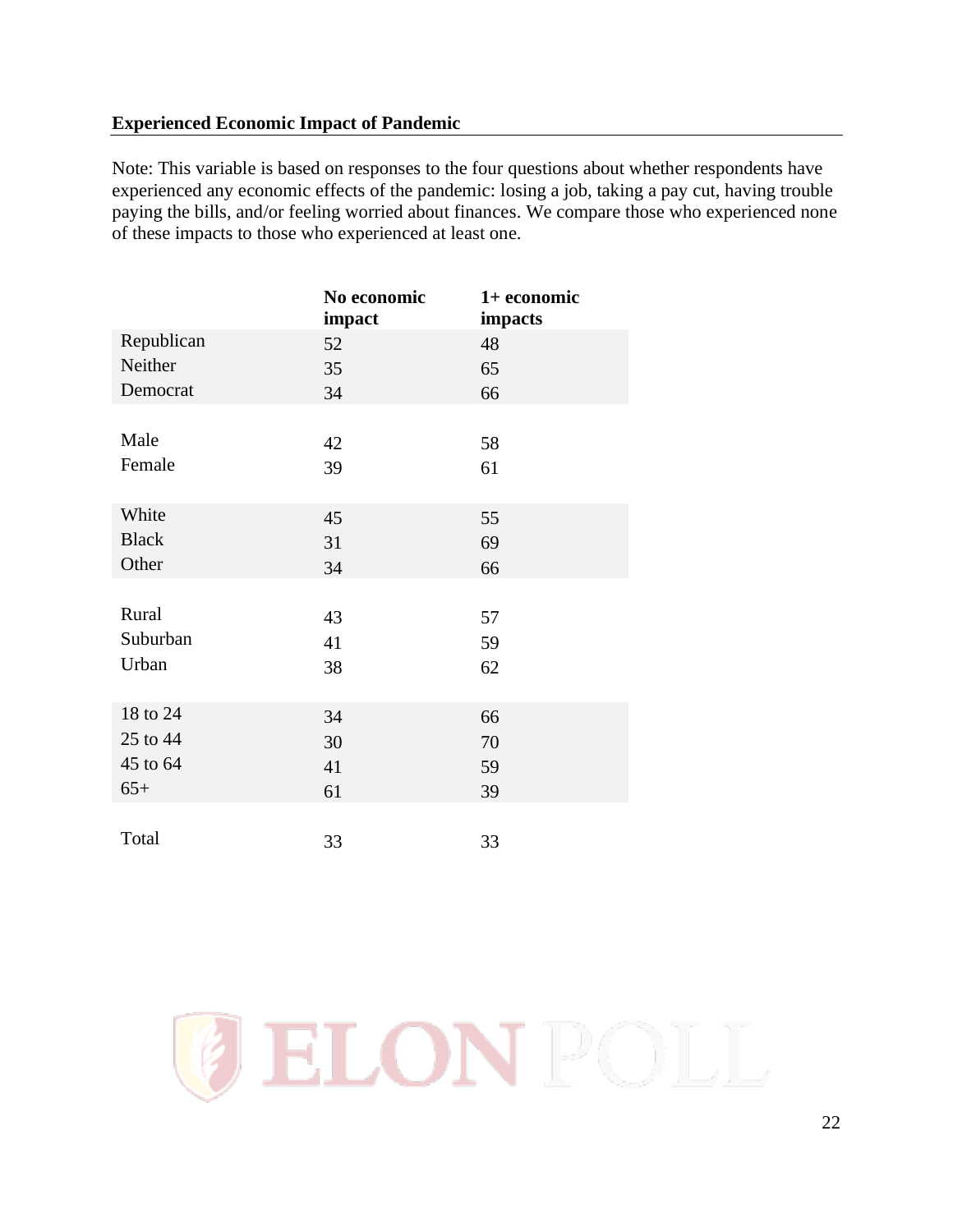**Experienced Economic Impact of Pandemic**

Note: This variable is based on responses to the four questions about whether respondents have experienced any economic effects of the pandemic: losing a job, taking a pay cut, having trouble paying the bills, and/or feeling worried about finances. We compare those who experienced none of these impacts to those who experienced at least one.

| | No economic impact | 1+ economic impacts |
|---|---|---|
| Republican | 52 | 48 |
| Neither | 35 | 65 |
| Democrat | 34 | 66 |
| | | |
| Male | 42 | 58 |
| Female | 39 | 61 |
| | | |
| White | 45 | 55 |
| Black | 31 | 69 |
| Other | 34 | 66 |
| | | |
| Rural | 43 | 57 |
| Suburban | 41 | 59 |
| Urban | 38 | 62 |
| | | |
| 18 to 24 | 34 | 66 |
| 25 to 44 | 30 | 70 |
| 45 to 64 | 41 | 59 |
| 65+ | 61 | 39 |
| | | |
| Total | 33 | 33 |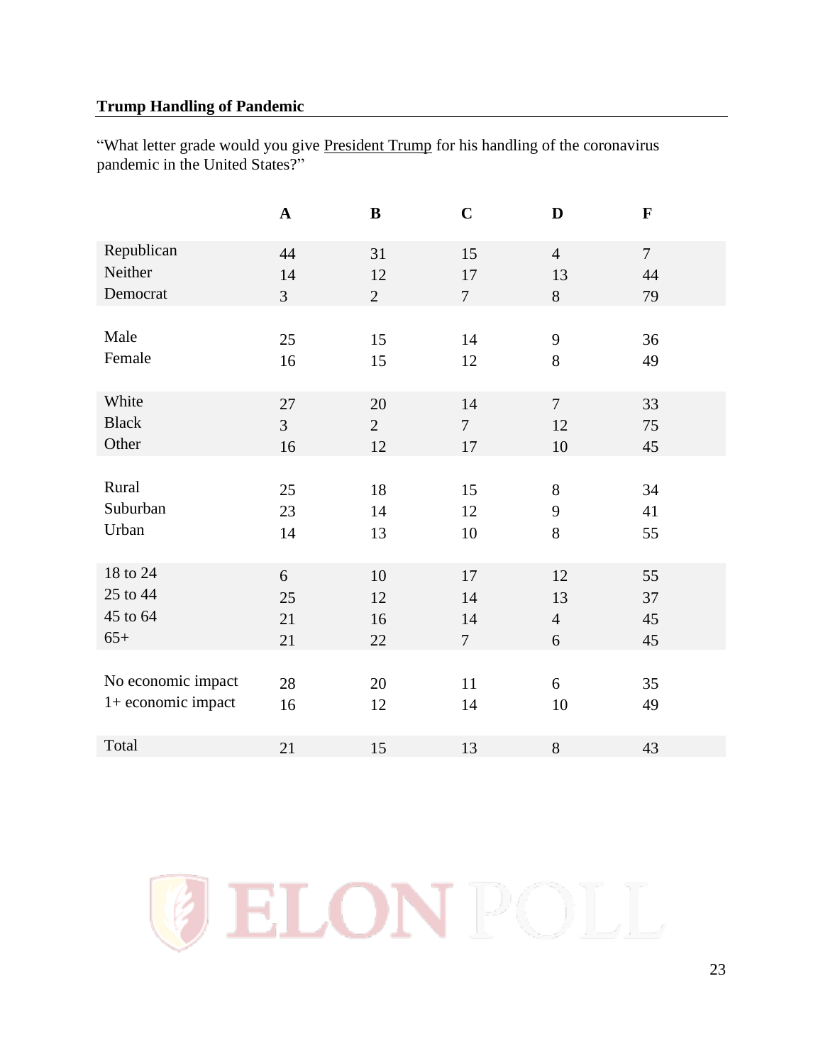## Trump Handling of Pandemic

"What letter grade would you give President Trump for his handling of the coronavirus pandemic in the United States?"

| | A | B | C | D | F |
|---|---|---|---|---|---|
| Republican | 44 | 31 | 15 | 4 | 7 |
| Neither | 14 | 12 | 17 | 13 | 44 |
| Democrat | 3 | 2 | 7 | 8 | 79 |
| | | | | | |
| Male | 25 | 15 | 14 | 9 | 36 |
| Female | 16 | 15 | 12 | 8 | 49 |
| | | | | | |
| White | 27 | 20 | 14 | 7 | 33 |
| Black | 3 | 2 | 7 | 12 | 75 |
| Other | 16 | 12 | 17 | 10 | 45 |
| | | | | | |
| Rural | 25 | 18 | 15 | 8 | 34 |
| Suburban | 23 | 14 | 12 | 9 | 41 |
| Urban | 14 | 13 | 10 | 8 | 55 |
| | | | | | |
| 18 to 24 | 6 | 10 | 17 | 12 | 55 |
| 25 to 44 | 25 | 12 | 14 | 13 | 37 |
| 45 to 64 | 21 | 16 | 14 | 4 | 45 |
| 65+ | 21 | 22 | 7 | 6 | 45 |
| | | | | | |
| No economic impact | 28 | 20 | 11 | 6 | 35 |
| 1+ economic impact | 16 | 12 | 14 | 10 | 49 |
| | | | | | |
| Total | 21 | 15 | 13 | 8 | 43 |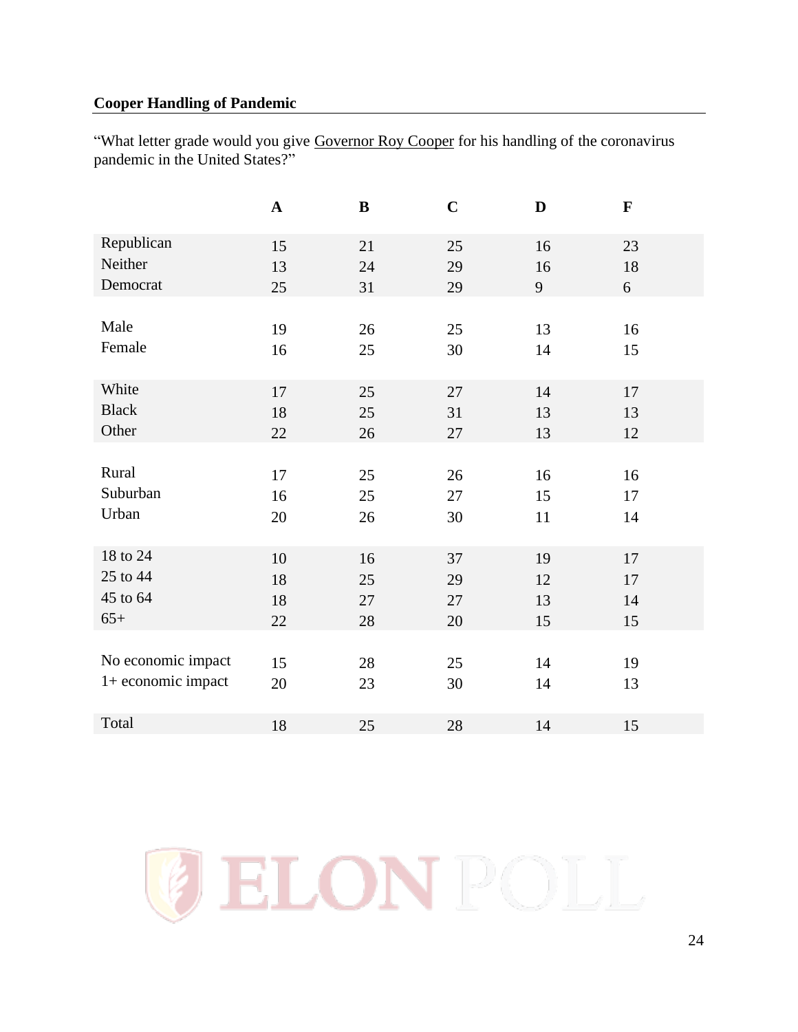**Cooper Handling of Pandemic**

"What letter grade would you give Governor Roy Cooper for his handling of the coronavirus pandemic in the United States?"

| | A | B | C | D | F |
|---|---|---|---|---|---|
| Republican | 15 | 21 | 25 | 16 | 23 |
| Neither | 13 | 24 | 29 | 16 | 18 |
| Democrat | 25 | 31 | 29 | 9 | 6 |
| | | | | | |
| Male | 19 | 26 | 25 | 13 | 16 |
| Female | 16 | 25 | 30 | 14 | 15 |
| | | | | | |
| White | 17 | 25 | 27 | 14 | 17 |
| Black | 18 | 25 | 31 | 13 | 13 |
| Other | 22 | 26 | 27 | 13 | 12 |
| | | | | | |
| Rural | 17 | 25 | 26 | 16 | 16 |
| Suburban | 16 | 25 | 27 | 15 | 17 |
| Urban | 20 | 26 | 30 | 11 | 14 |
| | | | | | |
| 18 to 24 | 10 | 16 | 37 | 19 | 17 |
| 25 to 44 | 18 | 25 | 29 | 12 | 17 |
| 45 to 64 | 18 | 27 | 27 | 13 | 14 |
| 65+ | 22 | 28 | 20 | 15 | 15 |
| | | | | | |
| No economic impact | 15 | 28 | 25 | 14 | 19 |
| 1+ economic impact | 20 | 23 | 30 | 14 | 13 |
| | | | | | |
| Total | 18 | 25 | 28 | 14 | 15 |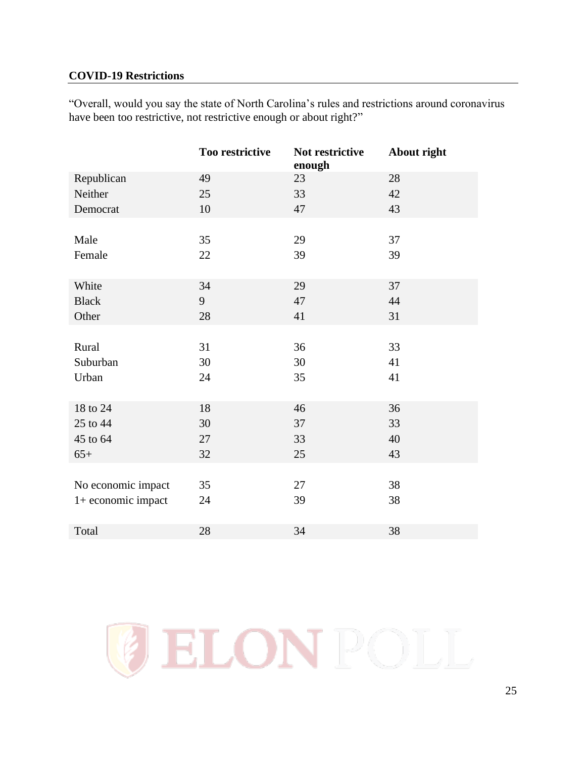## COVID-19 Restrictions

"Overall, would you say the state of North Carolina's rules and restrictions around coronavirus have been too restrictive, not restrictive enough or about right?"

| | Too restrictive | Not restrictive enough | About right |
|---|---|---|---|
| Republican | 49 | 23 | 28 |
| Neither | 25 | 33 | 42 |
| Democrat | 10 | 47 | 43 |
| | | | |
| Male | 35 | 29 | 37 |
| Female | 22 | 39 | 39 |
| | | | |
| White | 34 | 29 | 37 |
| Black | 9 | 47 | 44 |
| Other | 28 | 41 | 31 |
| | | | |
| Rural | 31 | 36 | 33 |
| Suburban | 30 | 30 | 41 |
| Urban | 24 | 35 | 41 |
| | | | |
| 18 to 24 | 18 | 46 | 36 |
| 25 to 44 | 30 | 37 | 33 |
| 45 to 64 | 27 | 33 | 40 |
| 65+ | 32 | 25 | 43 |
| | | | |
| No economic impact | 35 | 27 | 38 |
| 1+ economic impact | 24 | 39 | 38 |
| | | | |
| Total | 28 | 34 | 38 |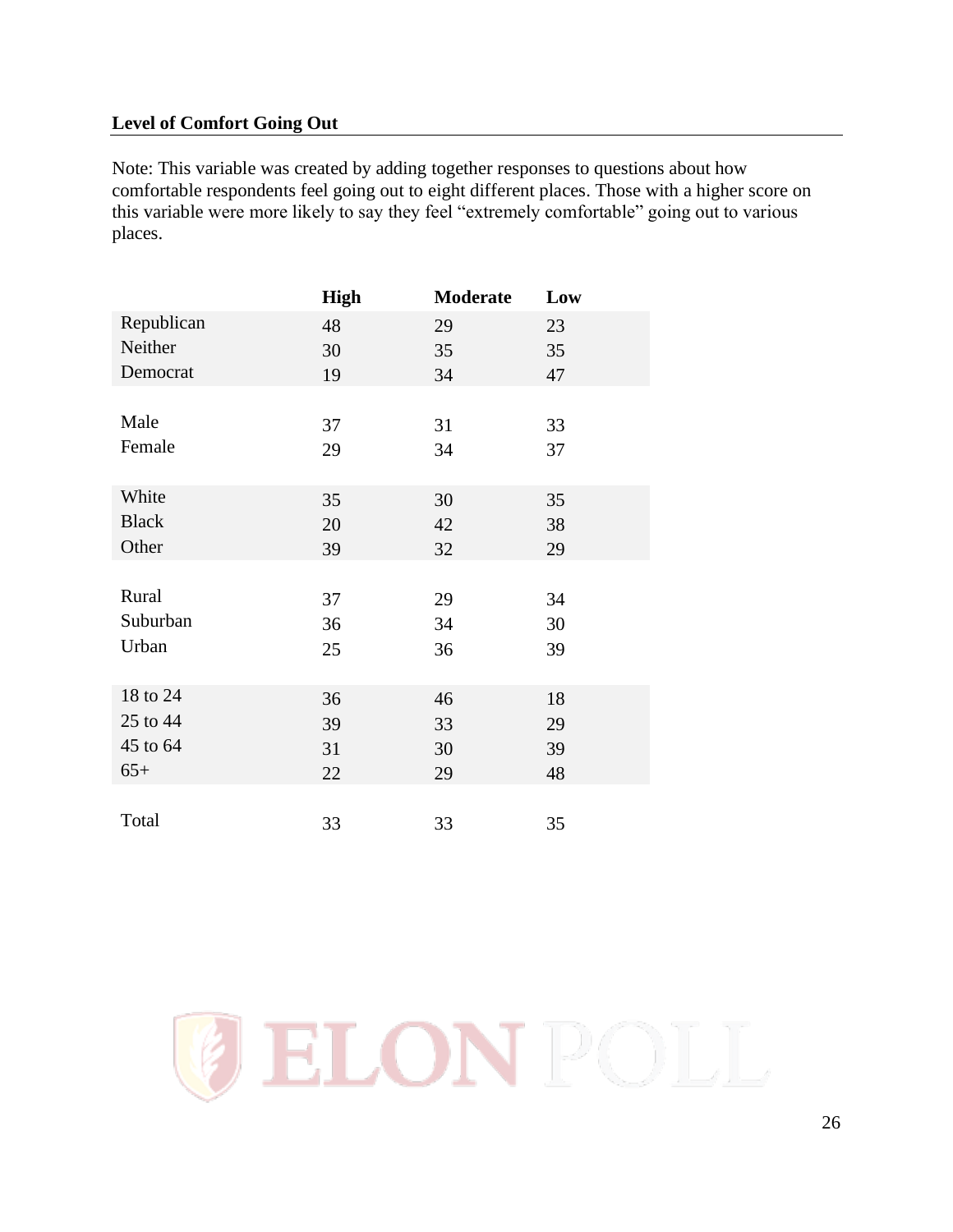**Level of Comfort Going Out**

Note: This variable was created by adding together responses to questions about how comfortable respondents feel going out to eight different places. Those with a higher score on this variable were more likely to say they feel "extremely comfortable" going out to various places.

| | High | Moderate | Low |
|---|---|---|---|
| Republican | 48 | 29 | 23 |
| Neither | 30 | 35 | 35 |
| Democrat | 19 | 34 | 47 |
| | | | |
| Male | 37 | 31 | 33 |
| Female | 29 | 34 | 37 |
| | | | |
| White | 35 | 30 | 35 |
| Black | 20 | 42 | 38 |
| Other | 39 | 32 | 29 |
| | | | |
| Rural | 37 | 29 | 34 |
| Suburban | 36 | 34 | 30 |
| Urban | 25 | 36 | 39 |
| | | | |
| 18 to 24 | 36 | 46 | 18 |
| 25 to 44 | 39 | 33 | 29 |
| 45 to 64 | 31 | 30 | 39 |
| 65+ | 22 | 29 | 48 |
| | | | |
| Total | 33 | 33 | 35 |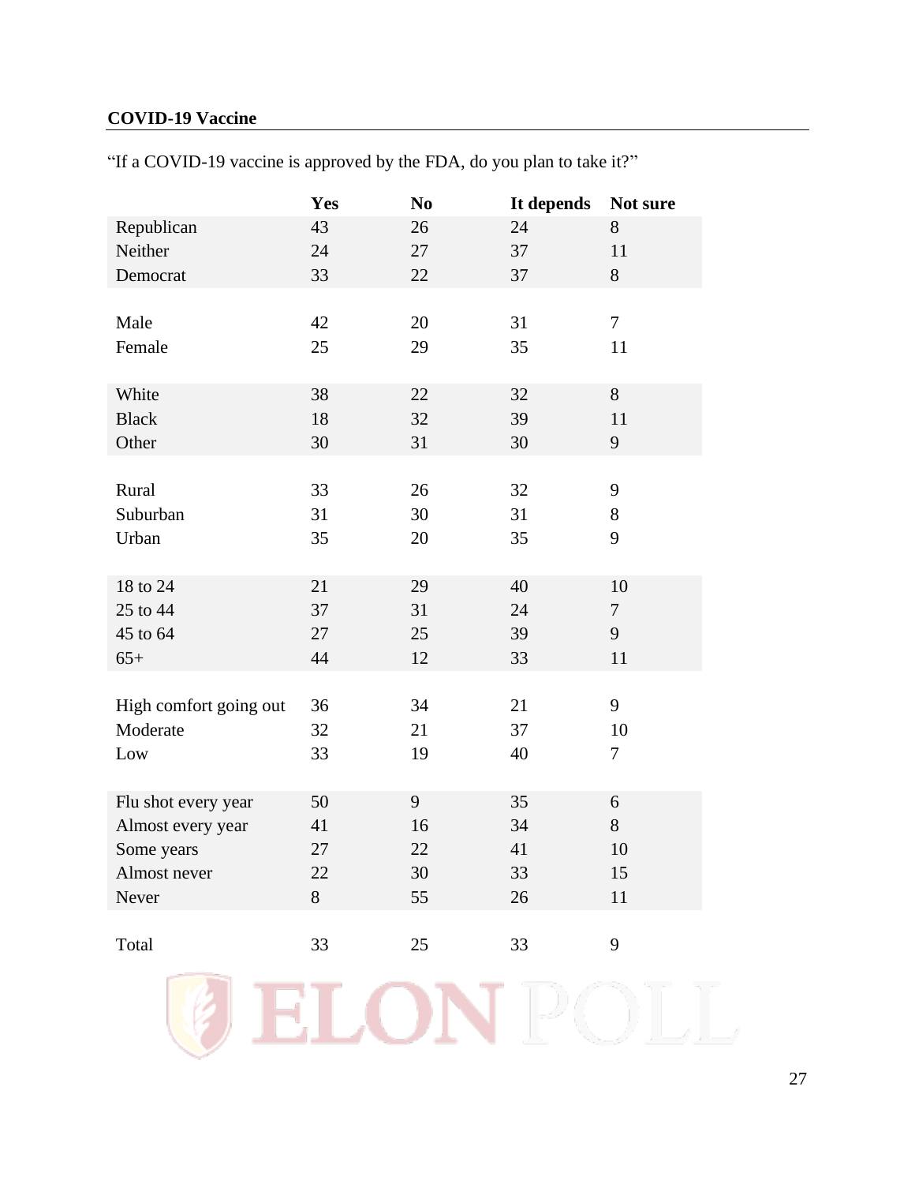**COVID-19 Vaccine**

"If a COVID-19 vaccine is approved by the FDA, do you plan to take it?"

| | Yes | No | It depends | Not sure |
|---|---|---|---|---|
| Republican | 43 | 26 | 24 | 8 |
| Neither | 24 | 27 | 37 | 11 |
| Democrat | 33 | 22 | 37 | 8 |
| | | | | |
| Male | 42 | 20 | 31 | 7 |
| Female | 25 | 29 | 35 | 11 |
| | | | | |
| White | 38 | 22 | 32 | 8 |
| Black | 18 | 32 | 39 | 11 |
| Other | 30 | 31 | 30 | 9 |
| | | | | |
| Rural | 33 | 26 | 32 | 9 |
| Suburban | 31 | 30 | 31 | 8 |
| Urban | 35 | 20 | 35 | 9 |
| | | | | |
| 18 to 24 | 21 | 29 | 40 | 10 |
| 25 to 44 | 37 | 31 | 24 | 7 |
| 45 to 64 | 27 | 25 | 39 | 9 |
| 65+ | 44 | 12 | 33 | 11 |
| | | | | |
| High comfort going out | 36 | 34 | 21 | 9 |
| Moderate | 32 | 21 | 37 | 10 |
| Low | 33 | 19 | 40 | 7 |
| | | | | |
| Flu shot every year | 50 | 9 | 35 | 6 |
| Almost every year | 41 | 16 | 34 | 8 |
| Some years | 27 | 22 | 41 | 10 |
| Almost never | 22 | 30 | 33 | 15 |
| Never | 8 | 55 | 26 | 11 |
| | | | | |
| Total | 33 | 25 | 33 | 9 |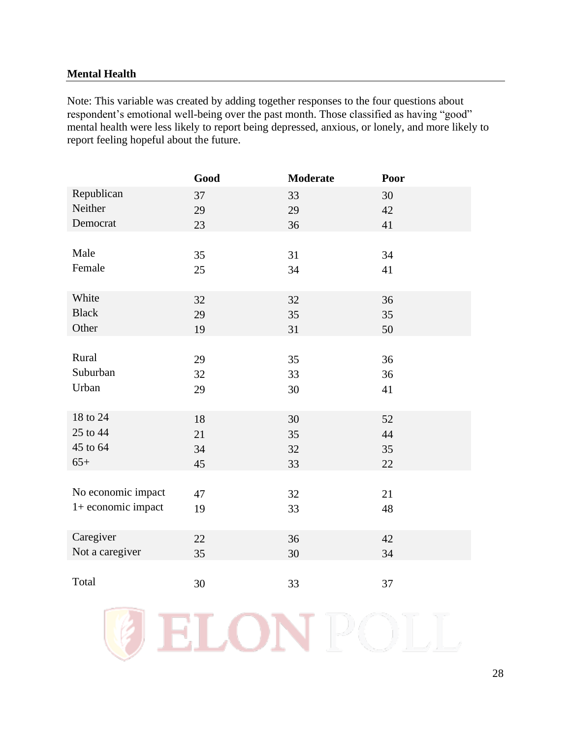## Mental Health

Note: This variable was created by adding together responses to the four questions about respondent's emotional well-being over the past month. Those classified as having "good" mental health were less likely to report being depressed, anxious, or lonely, and more likely to report feeling hopeful about the future.

| | Good | Moderate | Poor |
|---|---|---|---|
| Republican | 37 | 33 | 30 |
| Neither | 29 | 29 | 42 |
| Democrat | 23 | 36 | 41 |
| | | | |
| Male | 35 | 31 | 34 |
| Female | 25 | 34 | 41 |
| | | | |
| White | 32 | 32 | 36 |
| Black | 29 | 35 | 35 |
| Other | 19 | 31 | 50 |
| | | | |
| Rural | 29 | 35 | 36 |
| Suburban | 32 | 33 | 36 |
| Urban | 29 | 30 | 41 |
| | | | |
| 18 to 24 | 18 | 30 | 52 |
| 25 to 44 | 21 | 35 | 44 |
| 45 to 64 | 34 | 32 | 35 |
| 65+ | 45 | 33 | 22 |
| | | | |
| No economic impact | 47 | 32 | 21 |
| 1+ economic impact | 19 | 33 | 48 |
| | | | |
| Caregiver | 22 | 36 | 42 |
| Not a caregiver | 35 | 30 | 34 |
| | | | |
| Total | 30 | 33 | 37 |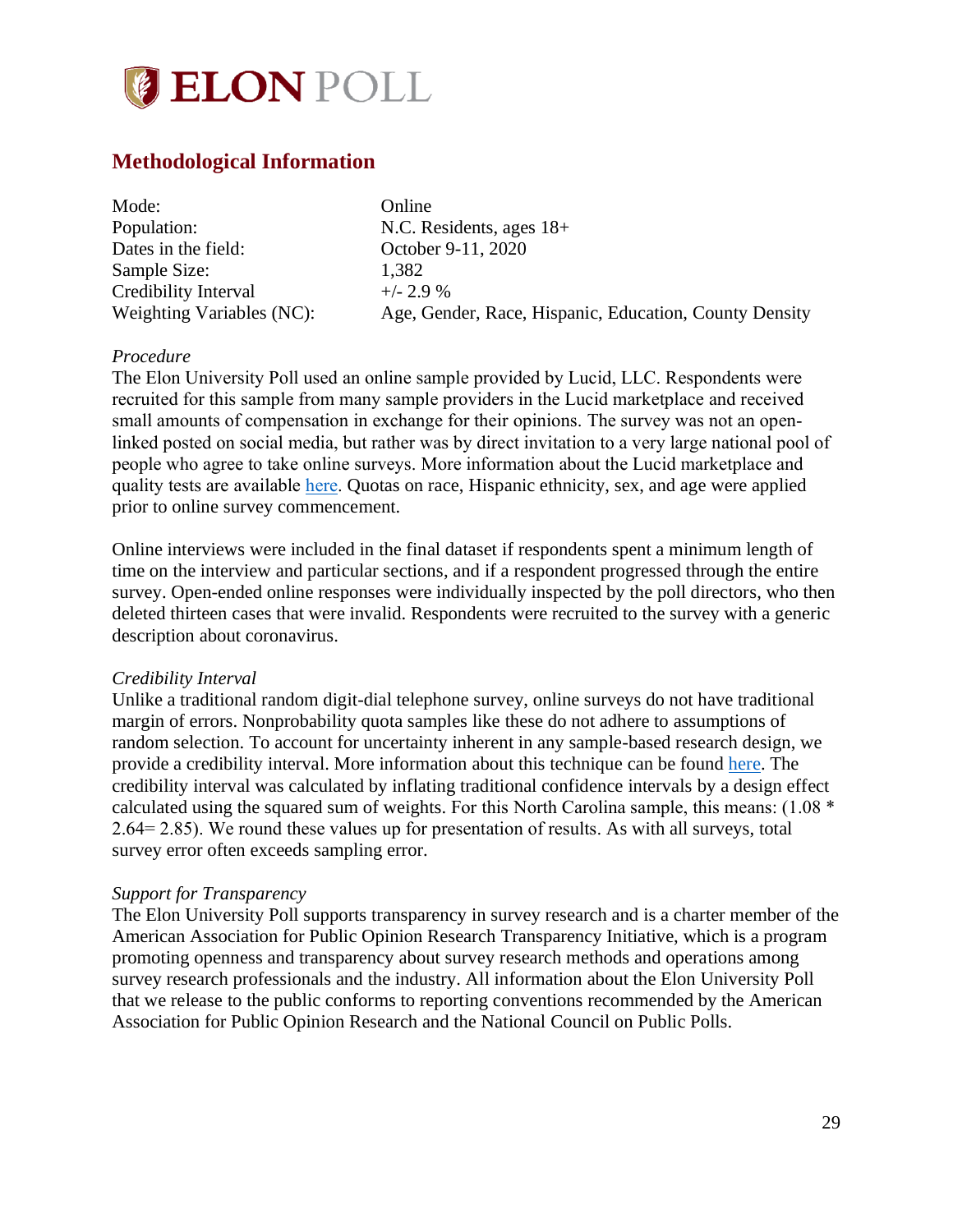# ELON POLL

## Methodological Information

| | |
|---|---|
| Mode: | Online |
| Population: | N.C. Residents, ages 18+ |
| Dates in the field: | October 9-11, 2020 |
| Sample Size: | 1,382 |
| Credibility Interval | +/- 2.9 % |
| Weighting Variables (NC): | Age, Gender, Race, Hispanic, Education, County Density |

*Procedure*

The Elon University Poll used an online sample provided by Lucid, LLC. Respondents were recruited for this sample from many sample providers in the Lucid marketplace and received small amounts of compensation in exchange for their opinions. The survey was not an open-linked posted on social media, but rather was by direct invitation to a very large national pool of people who agree to take online surveys. More information about the Lucid marketplace and quality tests are available here. Quotas on race, Hispanic ethnicity, sex, and age were applied prior to online survey commencement.

Online interviews were included in the final dataset if respondents spent a minimum length of time on the interview and particular sections, and if a respondent progressed through the entire survey. Open-ended online responses were individually inspected by the poll directors, who then deleted thirteen cases that were invalid. Respondents were recruited to the survey with a generic description about coronavirus.

*Credibility Interval*

Unlike a traditional random digit-dial telephone survey, online surveys do not have traditional margin of errors. Nonprobability quota samples like these do not adhere to assumptions of random selection. To account for uncertainty inherent in any sample-based research design, we provide a credibility interval. More information about this technique can be found here. The credibility interval was calculated by inflating traditional confidence intervals by a design effect calculated using the squared sum of weights. For this North Carolina sample, this means: (1.08 * 2.64= 2.85). We round these values up for presentation of results. As with all surveys, total survey error often exceeds sampling error.

*Support for Transparency*

The Elon University Poll supports transparency in survey research and is a charter member of the American Association for Public Opinion Research Transparency Initiative, which is a program promoting openness and transparency about survey research methods and operations among survey research professionals and the industry. All information about the Elon University Poll that we release to the public conforms to reporting conventions recommended by the American Association for Public Opinion Research and the National Council on Public Polls.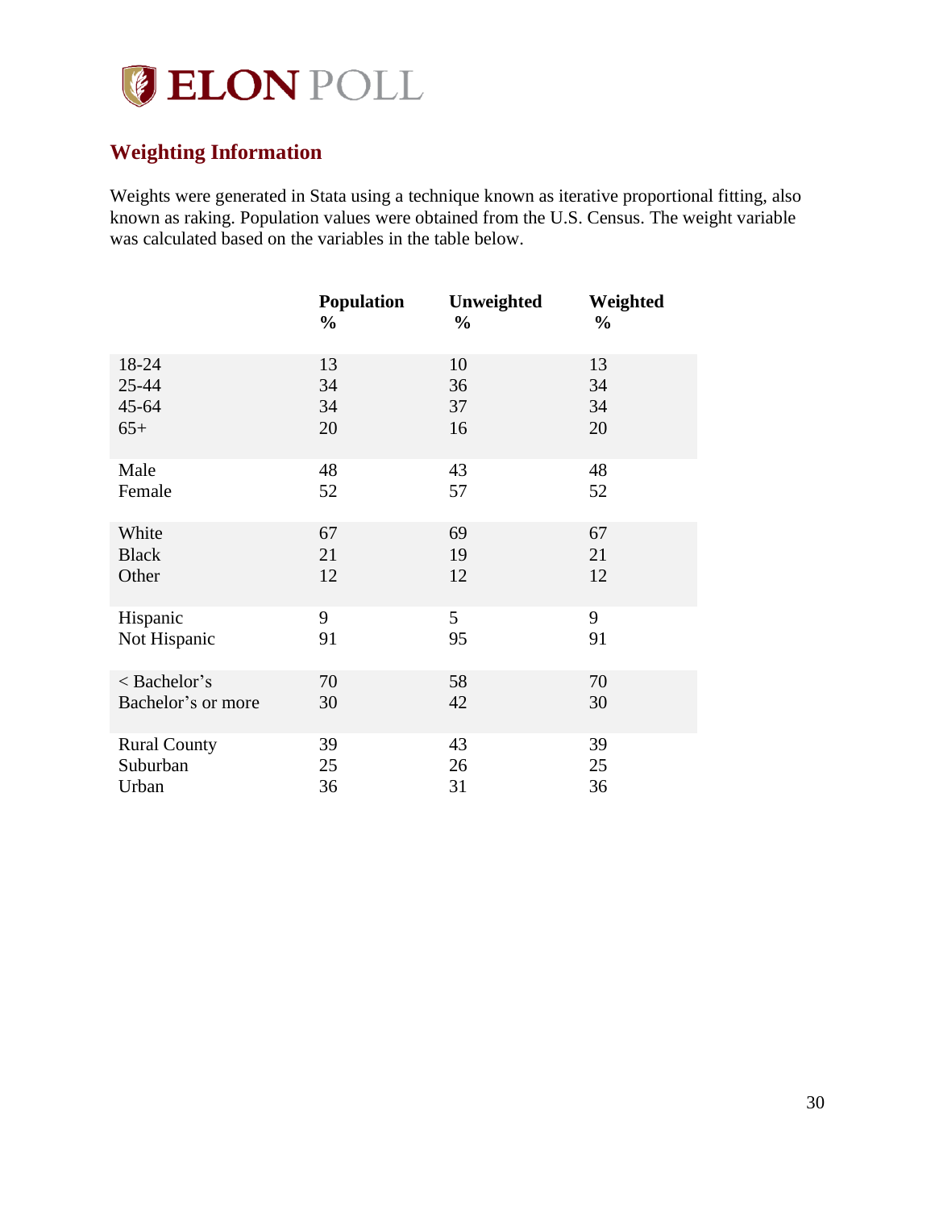## Weighting Information

Weights were generated in Stata using a technique known as iterative proportional fitting, also known as raking. Population values were obtained from the U.S. Census. The weight variable was calculated based on the variables in the table below.

| | Population % | Unweighted % | Weighted % |
|---|---|---|---|
| 18-24 | 13 | 10 | 13 |
| 25-44 | 34 | 36 | 34 |
| 45-64 | 34 | 37 | 34 |
| 65+ | 20 | 16 | 20 |
| Male | 48 | 43 | 48 |
| Female | 52 | 57 | 52 |
| White | 67 | 69 | 67 |
| Black | 21 | 19 | 21 |
| Other | 12 | 12 | 12 |
| Hispanic | 9 | 5 | 9 |
| Not Hispanic | 91 | 95 | 91 |
| < Bachelor's | 70 | 58 | 70 |
| Bachelor's or more | 30 | 42 | 30 |
| Rural County | 39 | 43 | 39 |
| Suburban | 25 | 26 | 25 |
| Urban | 36 | 31 | 36 |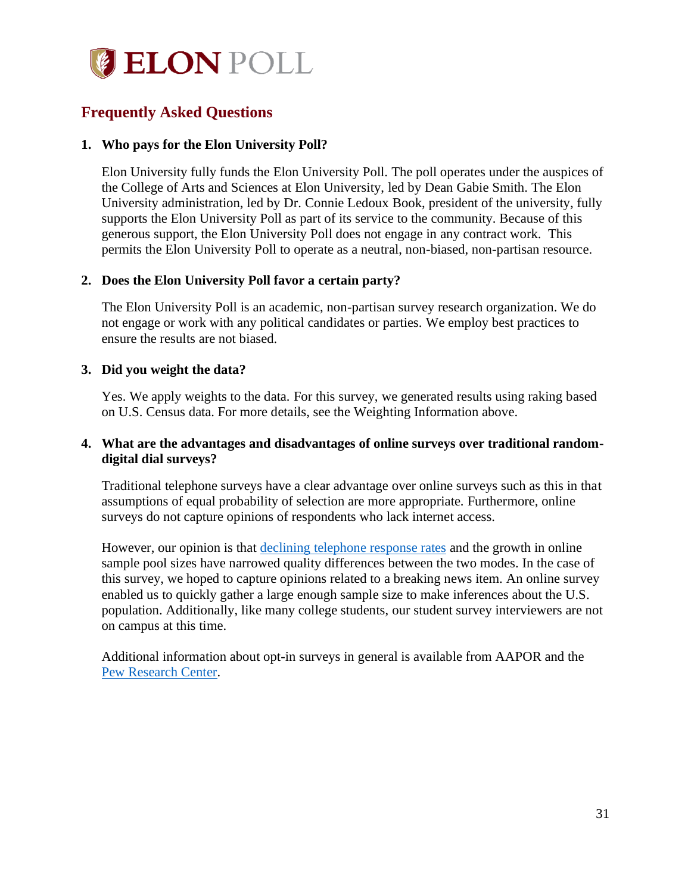# ELON POLL

## Frequently Asked Questions

1. **Who pays for the Elon University Poll?**

   Elon University fully funds the Elon University Poll. The poll operates under the auspices of the College of Arts and Sciences at Elon University, led by Dean Gabie Smith. The Elon University administration, led by Dr. Connie Ledoux Book, president of the university, fully supports the Elon University Poll as part of its service to the community. Because of this generous support, the Elon University Poll does not engage in any contract work. This permits the Elon University Poll to operate as a neutral, non-biased, non-partisan resource.

2. **Does the Elon University Poll favor a certain party?**

   The Elon University Poll is an academic, non-partisan survey research organization. We do not engage or work with any political candidates or parties. We employ best practices to ensure the results are not biased.

3. **Did you weight the data?**

   Yes. We apply weights to the data. For this survey, we generated results using raking based on U.S. Census data. For more details, see the Weighting Information above.

4. **What are the advantages and disadvantages of online surveys over traditional random-digital dial surveys?**

   Traditional telephone surveys have a clear advantage over online surveys such as this in that assumptions of equal probability of selection are more appropriate. Furthermore, online surveys do not capture opinions of respondents who lack internet access.

   However, our opinion is that declining telephone response rates and the growth in online sample pool sizes have narrowed quality differences between the two modes. In the case of this survey, we hoped to capture opinions related to a breaking news item. An online survey enabled us to quickly gather a large enough sample size to make inferences about the U.S. population. Additionally, like many college students, our student survey interviewers are not on campus at this time.

   Additional information about opt-in surveys in general is available from AAPOR and the Pew Research Center.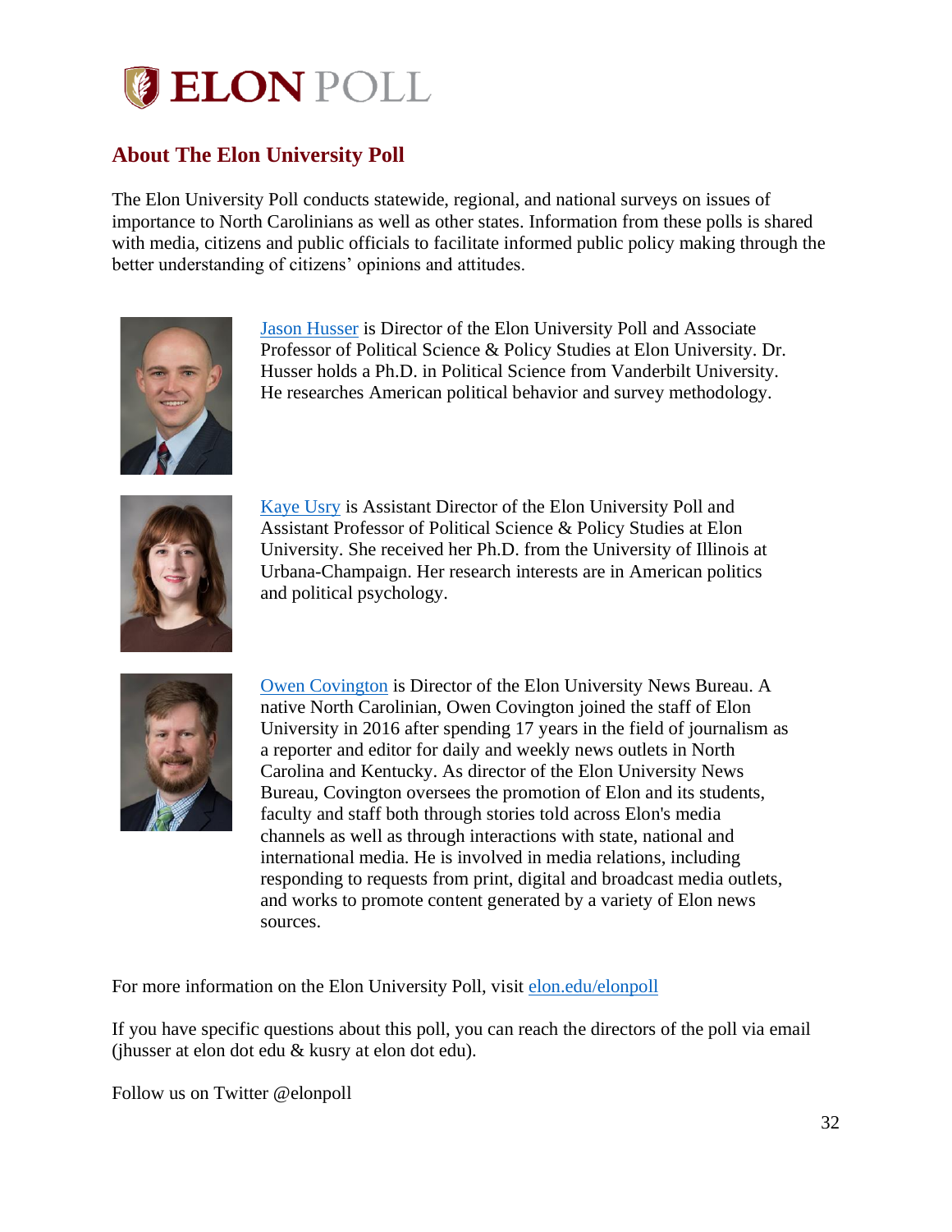# ELON POLL

## About The Elon University Poll

The Elon University Poll conducts statewide, regional, and national surveys on issues of importance to North Carolinians as well as other states. Information from these polls is shared with media, citizens and public officials to facilitate informed public policy making through the better understanding of citizens' opinions and attitudes.

[Jason Husser](#) is Director of the Elon University Poll and Associate Professor of Political Science & Policy Studies at Elon University. Dr. Husser holds a Ph.D. in Political Science from Vanderbilt University. He researches American political behavior and survey methodology.

[Kaye Usry](#) is Assistant Director of the Elon University Poll and Assistant Professor of Political Science & Policy Studies at Elon University. She received her Ph.D. from the University of Illinois at Urbana-Champaign. Her research interests are in American politics and political psychology.

[Owen Covington](#) is Director of the Elon University News Bureau. A native North Carolinian, Owen Covington joined the staff of Elon University in 2016 after spending 17 years in the field of journalism as a reporter and editor for daily and weekly news outlets in North Carolina and Kentucky. As director of the Elon University News Bureau, Covington oversees the promotion of Elon and its students, faculty and staff both through stories told across Elon's media channels as well as through interactions with state, national and international media. He is involved in media relations, including responding to requests from print, digital and broadcast media outlets, and works to promote content generated by a variety of Elon news sources.

For more information on the Elon University Poll, visit [elon.edu/elonpoll](#)

If you have specific questions about this poll, you can reach the directors of the poll via email (jhusser at elon dot edu & kusry at elon dot edu).

Follow us on Twitter @elonpoll